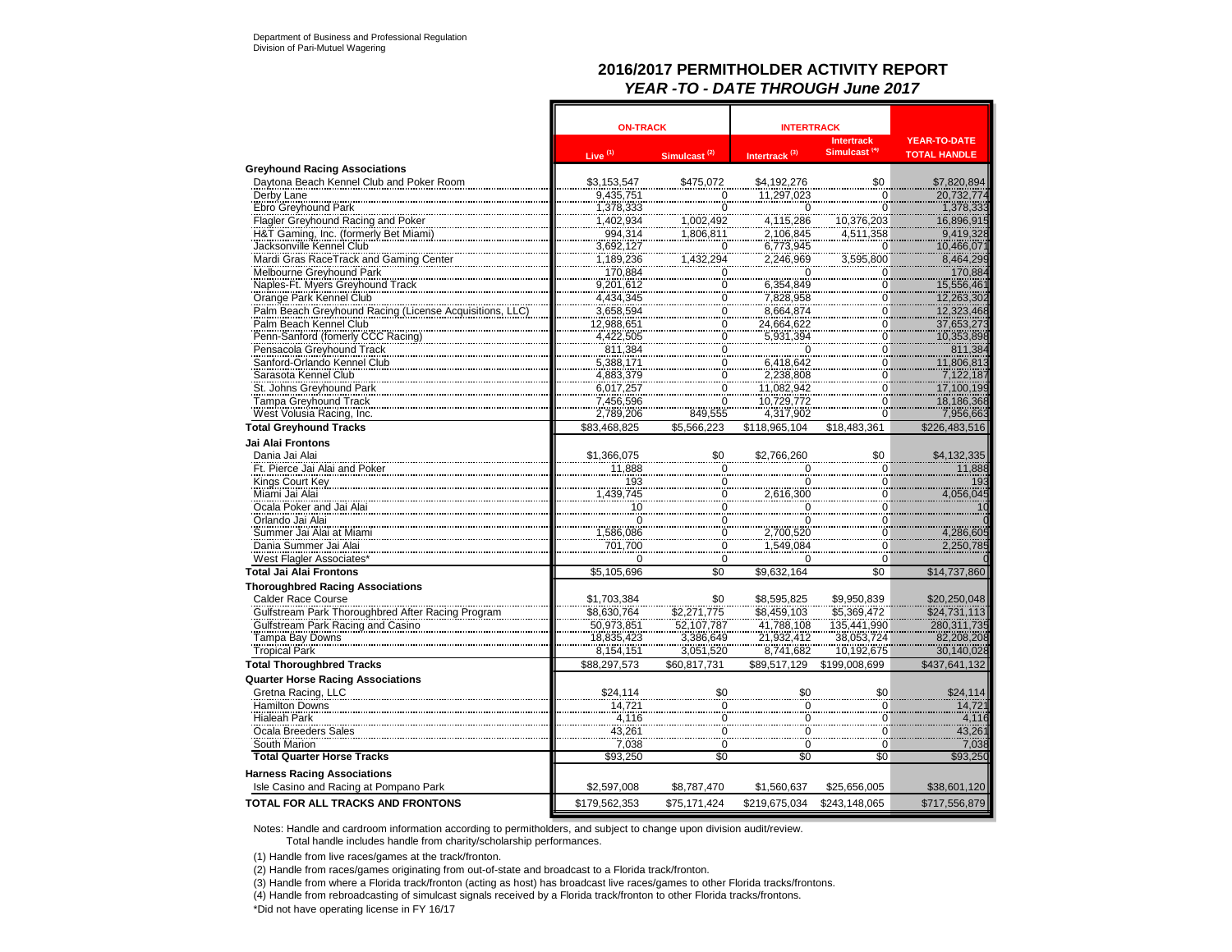Department of Business and Professional Regulation
Division of Pari-Mutuel Wagering

## 2016/2017 PERMITHOLDER ACTIVITY REPORT
### *YEAR -TO - DATE THROUGH June 2017*

| | ON-TRACK | | INTERTRACK | | |
|---|---|---|---|---|---|
| | Live (1) | Simulcast (2) | Intertrack (3) | Intertrack Simulcast (4) | YEAR-TO-DATE TOTAL HANDLE |
| **Greyhound Racing Associations** | | | | | |
| Daytona Beach Kennel Club and Poker Room | $3,153,547 | $475,072 | $4,192,276 | $0 | $7,820,894 |
| Derby Lane | 9,435,751 | 0 | 11,297,023 | 0 | 20,732,774 |
| Ebro Greyhound Park | 1,378,333 | 0 | 0 | 0 | 1,378,333 |
| Flagler Greyhound Racing and Poker | 1,402,934 | 1,002,492 | 4,115,286 | 10,376,203 | 16,896,915 |
| H&T Gaming, Inc. (formerly Bet Miami) | 994,314 | 1,806,811 | 2,106,845 | 4,511,358 | 9,419,328 |
| Jacksonville Kennel Club | 3,692,127 | 0 | 6,773,945 | 0 | 10,466,071 |
| Mardi Gras RaceTrack and Gaming Center | 1,189,236 | 1,432,294 | 2,246,969 | 3,595,800 | 8,464,299 |
| Melbourne Greyhound Park | 170,884 | 0 | 0 | 0 | 170,884 |
| Naples-Ft. Myers Greyhound Track | 9,201,612 | 0 | 6,354,849 | 0 | 15,556,461 |
| Orange Park Kennel Club | 4,434,345 | 0 | 7,828,958 | 0 | 12,263,302 |
| Palm Beach Greyhound Racing (License Acquisitions, LLC) | 3,658,594 | 0 | 8,664,874 | 0 | 12,323,468 |
| Palm Beach Kennel Club | 12,988,651 | 0 | 24,664,622 | 0 | 37,653,273 |
| Penn-Sanford (fomerly CCC Racing) | 4,422,505 | 0 | 5,931,394 | 0 | 10,353,898 |
| Pensacola Greyhound Track | 811,384 | 0 | 0 | 0 | 811,384 |
| Sanford-Orlando Kennel Club | 5,388,171 | 0 | 6,418,642 | 0 | 11,806,813 |
| Sarasota Kennel Club | 4,883,379 | 0 | 2,238,808 | 0 | 7,122,187 |
| St. Johns Greyhound Park | 6,017,257 | 0 | 11,082,942 | 0 | 17,100,199 |
| Tampa Greyhound Track | 7,456,596 | 0 | 10,729,772 | 0 | 18,186,368 |
| West Volusia Racing, Inc. | 2,789,206 | 849,555 | 4,317,902 | 0 | 7,956,663 |
| **Total Greyhound Tracks** | $83,468,825 | $5,566,223 | $118,965,104 | $18,483,361 | $226,483,516 |
| **Jai Alai Frontons** | | | | | |
| Dania Jai Alai | $1,366,075 | $0 | $2,766,260 | $0 | $4,132,335 |
| Ft. Pierce Jai Alai and Poker | 11,888 | 0 | 0 | 0 | 11,888 |
| Kings Court Key | 193 | 0 | 0 | 0 | 193 |
| Miami Jai Alai | 1,439,745 | 0 | 2,616,300 | 0 | 4,056,045 |
| Ocala Poker and Jai Alai | 10 | 0 | 0 | 0 | 10 |
| Orlando Jai Alai | 0 | 0 | 0 | 0 | 0 |
| Summer Jai Alai at Miami | 1,586,086 | 0 | 2,700,520 | 0 | 4,286,605 |
| Dania Summer Jai Alai | 701,700 | 0 | 1,549,084 | 0 | 2,250,785 |
| West Flagler Associates* | 0 | 0 | 0 | 0 | 0 |
| **Total Jai Alai Frontons** | $5,105,696 | $0 | $9,632,164 | $0 | $14,737,860 |
| **Thoroughbred Racing Associations** | | | | | |
| Calder Race Course | $1,703,384 | $0 | $8,595,825 | $9,950,839 | $20,250,048 |
| Gulfstream Park Thoroughbred After Racing Program | $8,630,764 | $2,271,775 | $8,459,103 | $5,369,472 | $24,731,113 |
| Gulfstream Park Racing and Casino | 50,973,851 | 52,107,787 | 41,788,108 | 135,441,990 | 280,311,735 |
| Tampa Bay Downs | 18,835,423 | 3,386,649 | 21,932,412 | 38,053,724 | 82,208,208 |
| Tropical Park | 8,154,151 | 3,051,520 | 8,741,682 | 10,192,675 | 30,140,028 |
| **Total Thoroughbred Tracks** | $88,297,573 | $60,817,731 | $89,517,129 | $199,008,699 | $437,641,132 |
| **Quarter Horse Racing Associations** | | | | | |
| Gretna Racing, LLC | $24,114 | $0 | $0 | $0 | $24,114 |
| Hamilton Downs | 14,721 | 0 | 0 | 0 | 14,721 |
| Hialeah Park | 4,116 | 0 | 0 | 0 | 4,116 |
| Ocala Breeders Sales | 43,261 | 0 | 0 | 0 | 43,261 |
| South Marion | 7,038 | 0 | 0 | 0 | 7,038 |
| **Total Quarter Horse Tracks** | $93,250 | $0 | $0 | $0 | $93,250 |
| **Harness Racing Associations** | | | | | |
| Isle Casino and Racing at Pompano Park | $2,597,008 | $8,787,470 | $1,560,637 | $25,656,005 | $38,601,120 |
| **TOTAL FOR ALL TRACKS AND FRONTONS** | $179,562,353 | $75,171,424 | $219,675,034 | $243,148,065 | $717,556,879 |

Notes: Handle and cardroom information according to permitholders, and subject to change upon division audit/review.
Total handle includes handle from charity/scholarship performances.

(1) Handle from live races/games at the track/fronton.

(2) Handle from races/games originating from out-of-state and broadcast to a Florida track/fronton.

(3) Handle from where a Florida track/fronton (acting as host) has broadcast live races/games to other Florida tracks/frontons.

(4) Handle from rebroadcasting of simulcast signals received by a Florida track/fronton to other Florida tracks/frontons.

*Did not have operating license in FY 16/17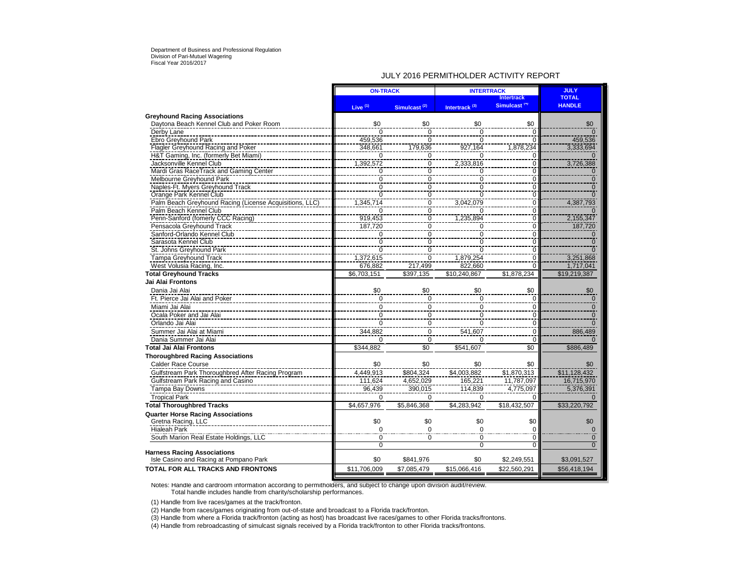Department of Business and Professional Regulation
Division of Pari-Mutuel Wagering
Fiscal Year 2016/2017

## JULY 2016 PERMITHOLDER ACTIVITY REPORT

| | ON-TRACK | | INTERTRACK | | JULY TOTAL HANDLE |
|---|---|---|---|---|---|
| | Live (1) | Simulcast (2) | Intertrack (3) | Intertrack Simulcast (4) | |
| **Greyhound Racing Associations** | | | | | |
| Daytona Beach Kennel Club and Poker Room | $0 | $0 | $0 | $0 | $0 |
| Derby Lane | 0 | 0 | 0 | 0 | 0 |
| Ebro Greyhound Park | 459,536 | 0 | 0 | 0 | 459,536 |
| Flagler Greyhound Racing and Poker | 348,661 | 179,636 | 927,164 | 1,878,234 | 3,333,694 |
| H&T Gaming, Inc. (formerly Bet Miami) | 0 | 0 | 0 | 0 | 0 |
| Jacksonville Kennel Club | 1,392,572 | 0 | 2,333,816 | 0 | 3,726,388 |
| Mardi Gras RaceTrack and Gaming Center | 0 | 0 | 0 | 0 | 0 |
| Melbourne Greyhound Park | 0 | 0 | 0 | 0 | 0 |
| Naples-Ft. Myers Greyhound Track | 0 | 0 | 0 | 0 | 0 |
| Orange Park Kennel Club | 0 | 0 | 0 | 0 | 0 |
| Palm Beach Greyhound Racing (License Acquisitions, LLC) | 1,345,714 | 0 | 3,042,079 | 0 | 4,387,793 |
| Palm Beach Kennel Club | 0 | 0 | 0 | 0 | 0 |
| Penn-Sanford (fomerly CCC Racing) | 919,453 | 0 | 1,235,894 | 0 | 2,155,347 |
| Pensacola Greyhound Track | 187,720 | 0 | 0 | 0 | 187,720 |
| Sanford-Orlando Kennel Club | 0 | 0 | 0 | 0 | 0 |
| Sarasota Kennel Club | 0 | 0 | 0 | 0 | 0 |
| St. Johns Greyhound Park | 0 | 0 | 0 | 0 | 0 |
| Tampa Greyhound Track | 1,372,615 | 0 | 1,879,254 | 0 | 3,251,868 |
| West Volusia Racing, Inc. | 676,882 | 217,499 | 822,660 | 0 | 1,717,041 |
| **Total Greyhound Tracks** | $6,703,151 | $397,135 | $10,240,867 | $1,878,234 | $19,219,387 |
| **Jai Alai Frontons** | | | | | |
| Dania Jai Alai | $0 | $0 | $0 | $0 | $0 |
| Ft. Pierce Jai Alai and Poker | 0 | 0 | 0 | 0 | 0 |
| Miami Jai Alai | 0 | 0 | 0 | 0 | 0 |
| Ocala Poker and Jai Alai | 0 | 0 | 0 | 0 | 0 |
| Orlando Jai Alai | 0 | 0 | 0 | 0 | 0 |
| Summer Jai Alai at Miami | 344,882 | 0 | 541,607 | 0 | 886,489 |
| Dania Summer Jai Alai | 0 | 0 | 0 | 0 | 0 |
| **Total Jai Alai Frontons** | $344,882 | $0 | $541,607 | $0 | $886,489 |
| **Thoroughbred Racing Associations** | | | | | |
| Calder Race Course | $0 | $0 | $0 | $0 | $0 |
| Gulfstream Park Thoroughbred After Racing Program | 4,449,913 | $804,324 | $4,003,882 | $1,870,313 | $11,128,432 |
| Gulfstream Park Racing and Casino | 111,624 | 4,652,029 | 165,221 | 11,787,097 | 16,715,970 |
| Tampa Bay Downs | 96,439 | 390,015 | 114,839 | 4,775,097 | 5,376,391 |
| Tropical Park | 0 | 0 | 0 | 0 | 0 |
| **Total Thoroughbred Tracks** | $4,657,976 | $5,846,368 | $4,283,942 | $18,432,507 | $33,220,792 |
| **Quarter Horse Racing Associations** | | | | | |
| Gretna Racing, LLC | $0 | $0 | $0 | $0 | $0 |
| Hialeah Park | 0 | 0 | 0 | 0 | 0 |
| South Marion Real Estate Holdings, LLC | 0 | 0 | 0 | 0 | 0 |
| | 0 | | 0 | 0 | 0 |
| **Harness Racing Associations** | | | | | |
| Isle Casino and Racing at Pompano Park | $0 | $841,976 | $0 | $2,249,551 | $3,091,527 |
| **TOTAL FOR ALL TRACKS AND FRONTONS** | $11,706,009 | $7,085,479 | $15,066,416 | $22,560,291 | $56,418,194 |

Notes: Handle and cardroom information according to permitholders, and subject to change upon division audit/review.
Total handle includes handle from charity/scholarship performances.

(1) Handle from live races/games at the track/fronton.

(2) Handle from races/games originating from out-of-state and broadcast to a Florida track/fronton.

(3) Handle from where a Florida track/fronton (acting as host) has broadcast live races/games to other Florida tracks/frontons.

(4) Handle from rebroadcasting of simulcast signals received by a Florida track/fronton to other Florida tracks/frontons.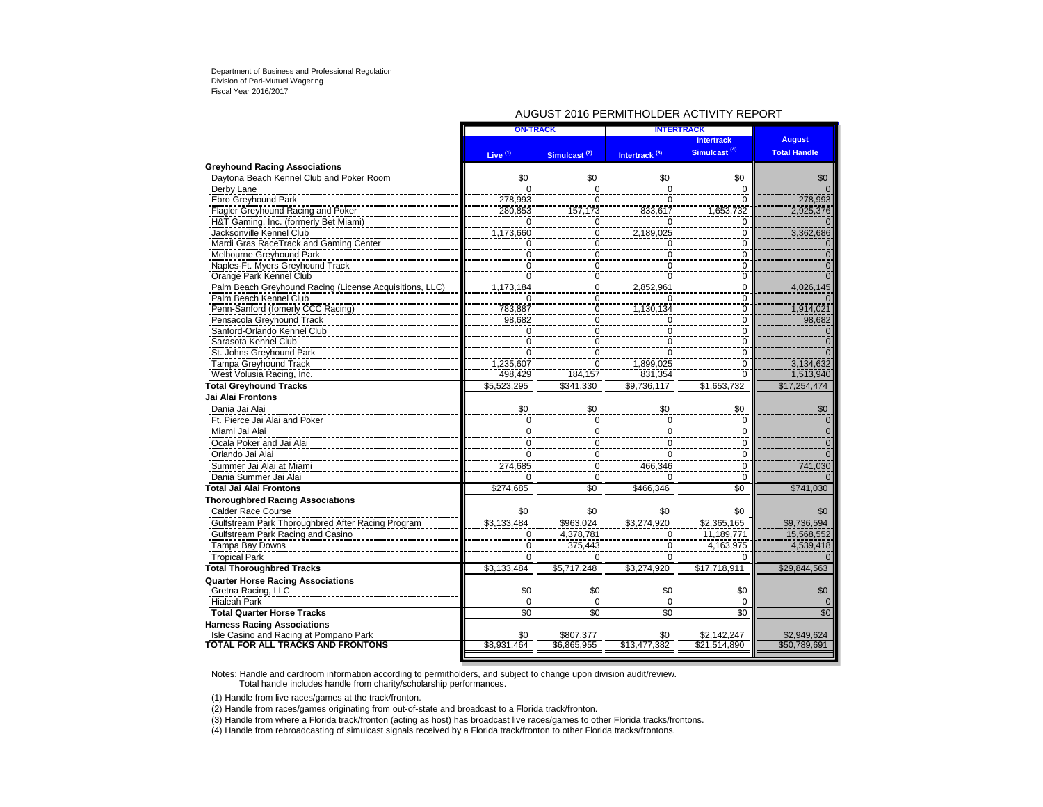Department of Business and Professional Regulation
Division of Pari-Mutuel Wagering
Fiscal Year 2016/2017

## AUGUST 2016 PERMITHOLDER ACTIVITY REPORT

| | ON-TRACK | | INTERTRACK | | August |
|---|---|---|---|---|---|
| | Live [1] | Simulcast [2] | Intertrack [3] | Intertrack Simulcast [4] | Total Handle |
| **Greyhound Racing Associations** | | | | | |
| Daytona Beach Kennel Club and Poker Room | $0 | $0 | $0 | $0 | $0 |
| Derby Lane | 0 | 0 | 0 | 0 | 0 |
| Ebro Greyhound Park | 278,993 | 0 | 0 | 0 | 278,993 |
| Flagler Greyhound Racing and Poker | 280,853 | 157,173 | 833,617 | 1,653,732 | 2,925,376 |
| H&T Gaming, Inc. (formerly Bet Miami) | 0 | 0 | 0 | 0 | 0 |
| Jacksonville Kennel Club | 1,173,660 | 0 | 2,189,025 | 0 | 3,362,686 |
| Mardi Gras RaceTrack and Gaming Center | 0 | 0 | 0 | 0 | 0 |
| Melbourne Greyhound Park | 0 | 0 | 0 | 0 | 0 |
| Naples-Ft. Myers Greyhound Track | 0 | 0 | 0 | 0 | 0 |
| Orange Park Kennel Club | 0 | 0 | 0 | 0 | 0 |
| Palm Beach Greyhound Racing (License Acquisitions, LLC) | 1,173,184 | 0 | 2,852,961 | 0 | 4,026,145 |
| Palm Beach Kennel Club | 0 | 0 | 0 | 0 | 0 |
| Penn-Sanford (fomerly CCC Racing) | 783,887 | 0 | 1,130,134 | 0 | 1,914,021 |
| Pensacola Greyhound Track | 98,682 | 0 | 0 | 0 | 98,682 |
| Sanford-Orlando Kennel Club | 0 | 0 | 0 | 0 | 0 |
| Sarasota Kennel Club | 0 | 0 | 0 | 0 | 0 |
| St. Johns Greyhound Park | 0 | 0 | 0 | 0 | 0 |
| Tampa Greyhound Track | 1,235,607 | 0 | 1,899,025 | 0 | 3,134,632 |
| West Volusia Racing, Inc. | 498,429 | 184,157 | 831,354 | 0 | 1,513,940 |
| **Total Greyhound Tracks** | $5,523,295 | $341,330 | $9,736,117 | $1,653,732 | $17,254,474 |
| **Jai Alai Frontons** | | | | | |
| Dania Jai Alai | $0 | $0 | $0 | $0 | $0 |
| Ft. Pierce Jai Alai and Poker | 0 | 0 | 0 | 0 | 0 |
| Miami Jai Alai | 0 | 0 | 0 | 0 | 0 |
| Ocala Poker and Jai Alai | 0 | 0 | 0 | 0 | 0 |
| Orlando Jai Alai | 0 | 0 | 0 | 0 | 0 |
| Summer Jai Alai at Miami | 274,685 | 0 | 466,346 | 0 | 741,030 |
| Dania Summer Jai Alai | 0 | 0 | 0 | 0 | 0 |
| **Total Jai Alai Frontons** | $274,685 | $0 | $466,346 | $0 | $741,030 |
| **Thoroughbred Racing Associations** | | | | | |
| Calder Race Course | $0 | $0 | $0 | $0 | $0 |
| Gulfstream Park Thoroughbred After Racing Program | $3,133,484 | $963,024 | $3,274,920 | $2,365,165 | $9,736,594 |
| Gulfstream Park Racing and Casino | 0 | 4,378,781 | 0 | 11,189,771 | 15,568,552 |
| Tampa Bay Downs | 0 | 375,443 | 0 | 4,163,975 | 4,539,418 |
| Tropical Park | 0 | 0 | 0 | 0 | 0 |
| **Total Thoroughbred Tracks** | $3,133,484 | $5,717,248 | $3,274,920 | $17,718,911 | $29,844,563 |
| **Quarter Horse Racing Associations** | | | | | |
| Gretna Racing, LLC | $0 | $0 | $0 | $0 | $0 |
| Hialeah Park | 0 | 0 | 0 | 0 | 0 |
| **Total Quarter Horse Tracks** | $0 | $0 | $0 | $0 | $0 |
| **Harness Racing Associations** | | | | | |
| Isle Casino and Racing at Pompano Park | $0 | $807,377 | $0 | $2,142,247 | $2,949,624 |
| **TOTAL FOR ALL TRACKS AND FRONTONS** | $8,931,464 | $6,865,955 | $13,477,382 | $21,514,890 | $50,789,691 |

Notes: Handle and cardroom information according to permitholders, and subject to change upon division audit/review.
Total handle includes handle from charity/scholarship performances.

(1) Handle from live races/games at the track/fronton.

(2) Handle from races/games originating from out-of-state and broadcast to a Florida track/fronton.

(3) Handle from where a Florida track/fronton (acting as host) has broadcast live races/games to other Florida tracks/frontons.

(4) Handle from rebroadcasting of simulcast signals received by a Florida track/fronton to other Florida tracks/frontons.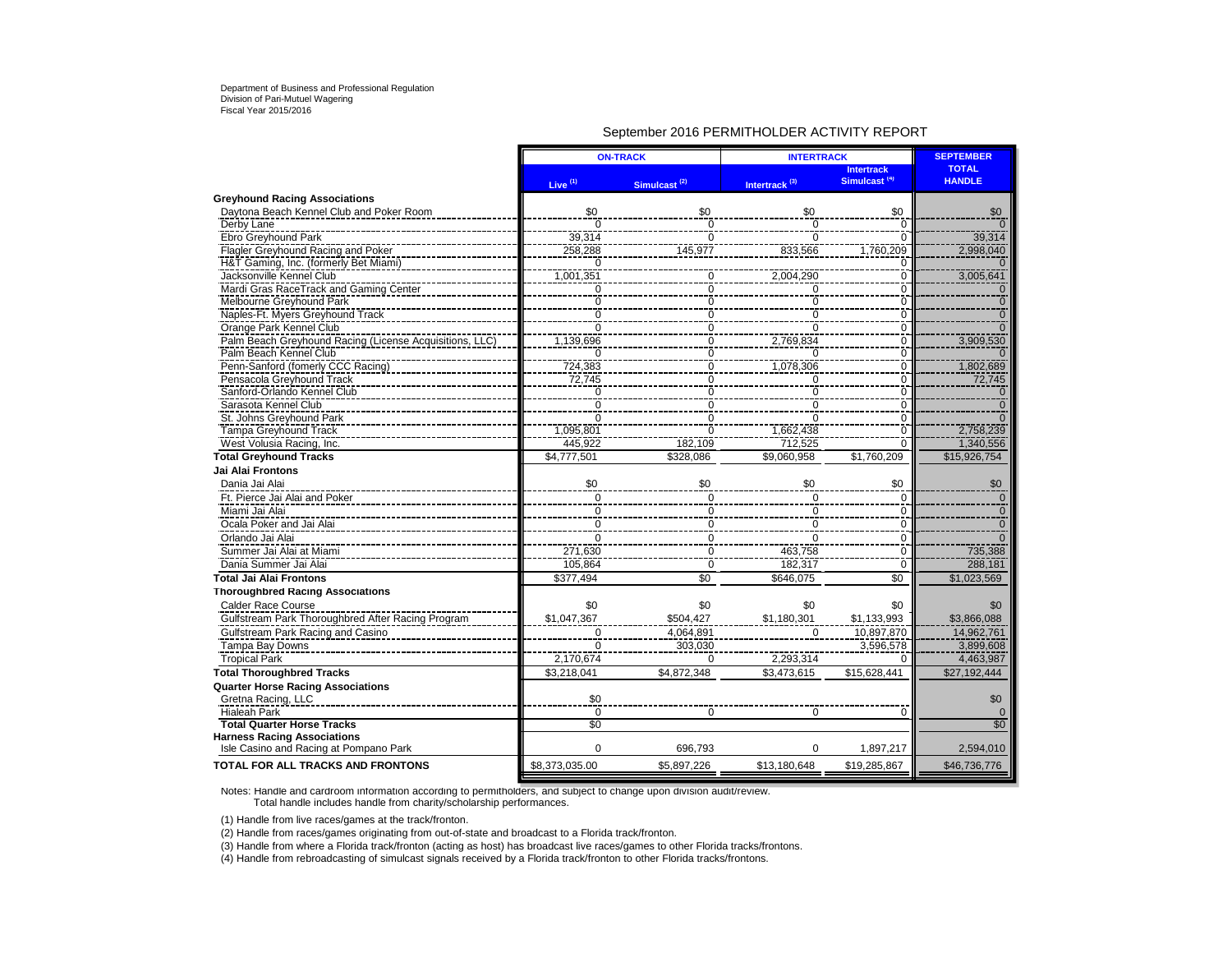Department of Business and Professional Regulation
Division of Pari-Mutuel Wagering
Fiscal Year 2015/2016

## September 2016 PERMITHOLDER ACTIVITY REPORT

| | ON-TRACK | | INTERTRACK | | SEPTEMBER |
|---|---|---|---|---|---|
| | Live [(1)] | Simulcast [(2)] | Intertrack [(3)] | Intertrack Simulcast [(4)] | TOTAL HANDLE |
| **Greyhound Racing Associations** | | | | | |
| Daytona Beach Kennel Club and Poker Room | $0 | $0 | $0 | $0 | $0 |
| Derby Lane | 0 | 0 | 0 | 0 | 0 |
| Ebro Greyhound Park | 39,314 | 0 | 0 | 0 | 39,314 |
| Flagler Greyhound Racing and Poker | 258,288 | 145,977 | 833,566 | 1,760,209 | 2,998,040 |
| H&T Gaming, Inc. (formerly Bet Miami) | 0 | | | 0 | 0 |
| Jacksonville Kennel Club | 1,001,351 | 0 | 2,004,290 | 0 | 3,005,641 |
| Mardi Gras RaceTrack and Gaming Center | 0 | 0 | 0 | 0 | 0 |
| Melbourne Greyhound Park | 0 | 0 | 0 | 0 | 0 |
| Naples-Ft. Myers Greyhound Track | 0 | 0 | 0 | 0 | 0 |
| Orange Park Kennel Club | 0 | 0 | 0 | 0 | 0 |
| Palm Beach Greyhound Racing (License Acquisitions, LLC) | 1,139,696 | 0 | 2,769,834 | 0 | 3,909,530 |
| Palm Beach Kennel Club | 0 | 0 | 0 | 0 | 0 |
| Penn-Sanford (fomerly CCC Racing) | 724,383 | 0 | 1,078,306 | 0 | 1,802,689 |
| Pensacola Greyhound Track | 72,745 | 0 | 0 | 0 | 72,745 |
| Sanford-Orlando Kennel Club | 0 | 0 | 0 | 0 | 0 |
| Sarasota Kennel Club | 0 | 0 | 0 | 0 | 0 |
| St. Johns Greyhound Park | 0 | 0 | 0 | 0 | 0 |
| Tampa Greyhound Track | 1,095,801 | 0 | 1,662,438 | 0 | 2,758,239 |
| West Volusia Racing, Inc. | 445,922 | 182,109 | 712,525 | 0 | 1,340,556 |
| **Total Greyhound Tracks** | $4,777,501 | $328,086 | $9,060,958 | $1,760,209 | $15,926,754 |
| **Jai Alai Frontons** | | | | | |
| Dania Jai Alai | $0 | $0 | $0 | $0 | $0 |
| Ft. Pierce Jai Alai and Poker | 0 | 0 | 0 | 0 | 0 |
| Miami Jai Alai | 0 | 0 | 0 | 0 | 0 |
| Ocala Poker and Jai Alai | 0 | 0 | 0 | 0 | 0 |
| Orlando Jai Alai | 0 | 0 | 0 | 0 | 0 |
| Summer Jai Alai at Miami | 271,630 | 0 | 463,758 | 0 | 735,388 |
| Dania Summer Jai Alai | 105,864 | 0 | 182,317 | 0 | 288,181 |
| **Total Jai Alai Frontons** | $377,494 | $0 | $646,075 | $0 | $1,023,569 |
| **Thoroughbred Racing Associations** | | | | | |
| Calder Race Course | $0 | $0 | $0 | $0 | $0 |
| Gulfstream Park Thoroughbred After Racing Program | $1,047,367 | $504,427 | $1,180,301 | $1,133,993 | $3,866,088 |
| Gulfstream Park Racing and Casino | 0 | 4,064,891 | 0 | 10,897,870 | 14,962,761 |
| Tampa Bay Downs | 0 | 303,030 | | 3,596,578 | 3,899,608 |
| Tropical Park | 2,170,674 | 0 | 2,293,314 | 0 | 4,463,987 |
| **Total Thoroughbred Tracks** | $3,218,041 | $4,872,348 | $3,473,615 | $15,628,441 | $27,192,444 |
| **Quarter Horse Racing Associations** | | | | | |
| Gretna Racing, LLC | $0 | | | | $0 |
| Hialeah Park | 0 | 0 | 0 | 0 | 0 |
| **Total Quarter Horse Tracks** | $0 | | | | $0 |
| **Harness Racing Associations** | | | | | |
| Isle Casino and Racing at Pompano Park | 0 | 696,793 | 0 | 1,897,217 | 2,594,010 |
| **TOTAL FOR ALL TRACKS AND FRONTONS** | $8,373,035.00 | $5,897,226 | $13,180,648 | $19,285,867 | $46,736,776 |

Notes: Handle and cardroom information according to permitholders, and subject to change upon division audit/review.
Total handle includes handle from charity/scholarship performances.

(1) Handle from live races/games at the track/fronton.

(2) Handle from races/games originating from out-of-state and broadcast to a Florida track/fronton.

(3) Handle from where a Florida track/fronton (acting as host) has broadcast live races/games to other Florida tracks/frontons.

(4) Handle from rebroadcasting of simulcast signals received by a Florida track/fronton to other Florida tracks/frontons.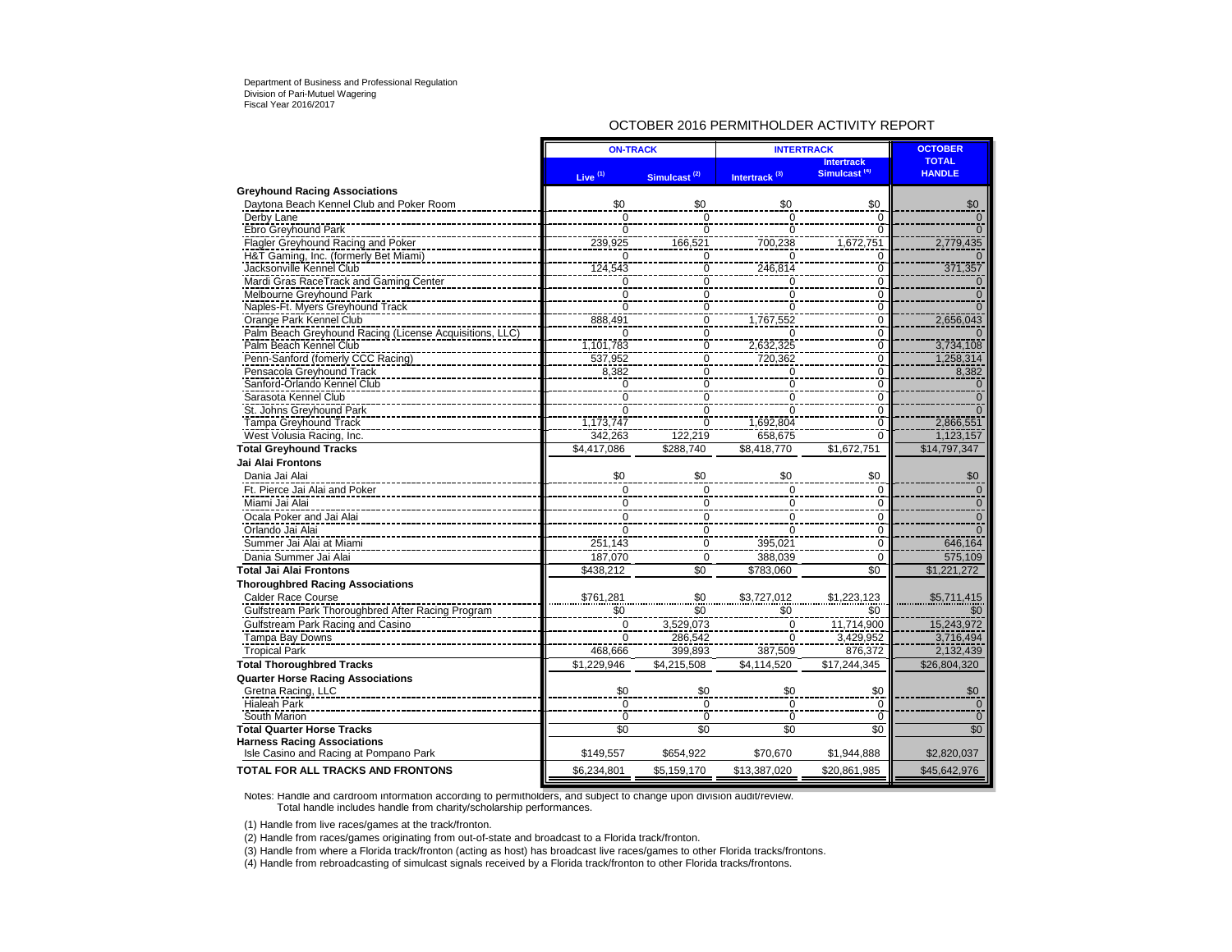Department of Business and Professional Regulation
Division of Pari-Mutuel Wagering
Fiscal Year 2016/2017

## OCTOBER 2016 PERMITHOLDER ACTIVITY REPORT

| | ON-TRACK | | INTERTRACK | | OCTOBER |
|---|---|---|---|---|---|
| | Live [(1)] | Simulcast [(2)] | Intertrack [(3)] | Intertrack Simulcast [(4)] | TOTAL HANDLE |
| **Greyhound Racing Associations** | | | | | |
| Daytona Beach Kennel Club and Poker Room | $0 | $0 | $0 | $0 | $0 |
| Derby Lane | 0 | 0 | 0 | 0 | 0 |
| Ebro Greyhound Park | 0 | 0 | 0 | 0 | 0 |
| Flagler Greyhound Racing and Poker | 239,925 | 166,521 | 700,238 | 1,672,751 | 2,779,435 |
| H&T Gaming, Inc. (formerly Bet Miami) | 0 | 0 | 0 | 0 | 0 |
| Jacksonville Kennel Club | 124,543 | 0 | 246,814 | 0 | 371,357 |
| Mardi Gras RaceTrack and Gaming Center | 0 | 0 | 0 | 0 | 0 |
| Melbourne Greyhound Park | 0 | 0 | 0 | 0 | 0 |
| Naples-Ft. Myers Greyhound Track | 0 | 0 | 0 | 0 | 0 |
| Orange Park Kennel Club | 888,491 | 0 | 1,767,552 | 0 | 2,656,043 |
| Palm Beach Greyhound Racing (License Acquisitions, LLC) | 0 | 0 | 0 | 0 | 0 |
| Palm Beach Kennel Club | 1,101,783 | 0 | 2,632,325 | 0 | 3,734,108 |
| Penn-Sanford (fomerly CCC Racing) | 537,952 | 0 | 720,362 | 0 | 1,258,314 |
| Pensacola Greyhound Track | 8,382 | 0 | 0 | 0 | 8,382 |
| Sanford-Orlando Kennel Club | 0 | 0 | 0 | 0 | 0 |
| Sarasota Kennel Club | 0 | 0 | 0 | 0 | 0 |
| St. Johns Greyhound Park | 0 | 0 | 0 | 0 | 0 |
| Tampa Greyhound Track | 1,173,747 | 0 | 1,692,804 | 0 | 2,866,551 |
| West Volusia Racing, Inc. | 342,263 | 122,219 | 658,675 | 0 | 1,123,157 |
| **Total Greyhound Tracks** | $4,417,086 | $288,740 | $8,418,770 | $1,672,751 | $14,797,347 |
| **Jai Alai Frontons** | | | | | |
| Dania Jai Alai | $0 | $0 | $0 | $0 | $0 |
| Ft. Pierce Jai Alai and Poker | 0 | 0 | 0 | 0 | 0 |
| Miami Jai Alai | 0 | 0 | 0 | 0 | 0 |
| Ocala Poker and Jai Alai | 0 | 0 | 0 | 0 | 0 |
| Orlando Jai Alai | 0 | 0 | 0 | 0 | 0 |
| Summer Jai Alai at Miami | 251,143 | 0 | 395,021 | 0 | 646,164 |
| Dania Summer Jai Alai | 187,070 | 0 | 388,039 | 0 | 575,109 |
| **Total Jai Alai Frontons** | $438,212 | $0 | $783,060 | $0 | $1,221,272 |
| **Thoroughbred Racing Associations** | | | | | |
| Calder Race Course | $761,281 | $0 | $3,727,012 | $1,223,123 | $5,711,415 |
| Gulfstream Park Thoroughbred After Racing Program | $0 | $0 | $0 | $0 | $0 |
| Gulfstream Park Racing and Casino | 0 | 3,529,073 | 0 | 11,714,900 | 15,243,972 |
| Tampa Bay Downs | 0 | 286,542 | 0 | 3,429,952 | 3,716,494 |
| Tropical Park | 468,666 | 399,893 | 387,509 | 876,372 | 2,132,439 |
| **Total Thoroughbred Tracks** | $1,229,946 | $4,215,508 | $4,114,520 | $17,244,345 | $26,804,320 |
| **Quarter Horse Racing Associations** | | | | | |
| Gretna Racing, LLC | $0 | $0 | $0 | $0 | $0 |
| Hialeah Park | 0 | 0 | 0 | 0 | 0 |
| South Marion | 0 | 0 | 0 | 0 | 0 |
| **Total Quarter Horse Tracks** | $0 | $0 | $0 | $0 | $0 |
| **Harness Racing Associations** | | | | | |
| Isle Casino and Racing at Pompano Park | $149,557 | $654,922 | $70,670 | $1,944,888 | $2,820,037 |
| **TOTAL FOR ALL TRACKS AND FRONTONS** | $6,234,801 | $5,159,170 | $13,387,020 | $20,861,985 | $45,642,976 |

Notes: Handle and cardroom information according to permitholders, and subject to change upon division audit/review.
Total handle includes handle from charity/scholarship performances.

(1) Handle from live races/games at the track/fronton.

(2) Handle from races/games originating from out-of-state and broadcast to a Florida track/fronton.

(3) Handle from where a Florida track/fronton (acting as host) has broadcast live races/games to other Florida tracks/frontons.

(4) Handle from rebroadcasting of simulcast signals received by a Florida track/fronton to other Florida tracks/frontons.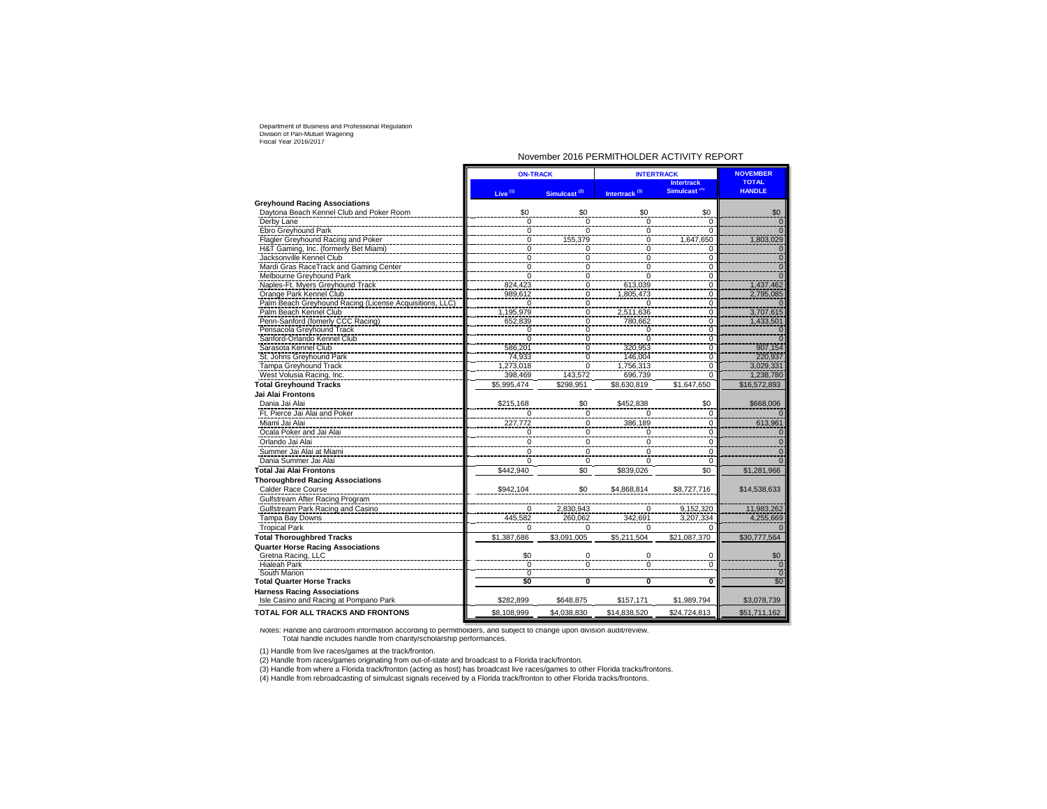Department of Business and Professional Regulation
Division of Pari-Mutuel Wagering
Fiscal Year 2016/2017

## November 2016 PERMITHOLDER ACTIVITY REPORT

| | ON-TRACK | | INTERTRACK | | NOVEMBER |
|---|---|---|---|---|---|
| | Live (1) | Simulcast (2) | Intertrack (3) | Intertrack Simulcast (4) | TOTAL HANDLE |
| **Greyhound Racing Associations** | | | | | |
| Daytona Beach Kennel Club and Poker Room | $0 | $0 | $0 | $0 | $0 |
| Derby Lane | 0 | 0 | 0 | 0 | 0 |
| Ebro Greyhound Park | 0 | 0 | 0 | 0 | 0 |
| Flagler Greyhound Racing and Poker | 0 | 155,379 | 0 | 1,647,650 | 1,803,029 |
| H&T Gaming, Inc. (formerly Bet Miami) | 0 | 0 | 0 | 0 | 0 |
| Jacksonville Kennel Club | 0 | 0 | 0 | 0 | 0 |
| Mardi Gras RaceTrack and Gaming Center | 0 | 0 | 0 | 0 | 0 |
| Melbourne Greyhound Park | 0 | 0 | 0 | 0 | 0 |
| Naples-Ft. Myers Greyhound Track | 824,423 | 0 | 613,039 | 0 | 1,437,462 |
| Orange Park Kennel Club | 989,612 | 0 | 1,805,473 | 0 | 2,795,085 |
| Palm Beach Greyhound Racing (License Acquisitions, LLC) | 0 | 0 | 0 | 0 | 0 |
| Palm Beach Kennel Club | 1,195,979 | 0 | 2,511,636 | 0 | 3,707,615 |
| Penn-Sanford (formerly CCC Racing) | 652,839 | 0 | 780,662 | 0 | 1,433,501 |
| Pensacola Greyhound Track | 0 | 0 | 0 | 0 | 0 |
| Sanford-Orlando Kennel Club | 0 | 0 | 0 | 0 | 0 |
| Sarasota Kennel Club | 586,201 | 0 | 320,953 | 0 | 907,154 |
| St. Johns Greyhound Park | 74,933 | 0 | 146,004 | 0 | 220,937 |
| Tampa Greyhound Track | 1,273,018 | 0 | 1,756,313 | 0 | 3,029,331 |
| West Volusia Racing, Inc. | 398,469 | 143,572 | 696,739 | 0 | 1,238,780 |
| **Total Greyhound Tracks** | $5,995,474 | $298,951 | $8,630,819 | $1,647,650 | $16,572,893 |
| **Jai Alai Frontons** | | | | | |
| Dania Jai Alai | $215,168 | $0 | $452,838 | $0 | $668,006 |
| Ft. Pierce Jai Alai and Poker | 0 | 0 | 0 | 0 | 0 |
| Miami Jai Alai | 227,772 | 0 | 386,189 | 0 | 613,961 |
| Ocala Poker and Jai Alai | 0 | 0 | 0 | 0 | 0 |
| Orlando Jai Alai | 0 | 0 | 0 | 0 | 0 |
| Summer Jai Alai at Miami | 0 | 0 | 0 | 0 | 0 |
| Dania Summer Jai Alai | 0 | 0 | 0 | 0 | 0 |
| **Total Jai Alai Frontons** | $442,940 | $0 | $839,026 | $0 | $1,281,966 |
| **Thoroughbred Racing Associations** | | | | | |
| Calder Race Course | $942,104 | $0 | $4,868,814 | $8,727,716 | $14,538,633 |
| Gulfstream After Racing Program | | | | | |
| Gulfstream Park Racing and Casino | 0 | 2,830,943 | 0 | 9,152,320 | 11,983,262 |
| Tampa Bay Downs | 445,582 | 260,062 | 342,691 | 3,207,334 | 4,255,669 |
| Tropical Park | 0 | 0 | 0 | 0 | 0 |
| **Total Thoroughbred Tracks** | $1,387,686 | $3,091,005 | $5,211,504 | $21,087,370 | $30,777,564 |
| **Quarter Horse Racing Associations** | | | | | |
| Gretna Racing, LLC | $0 | 0 | 0 | 0 | $0 |
| Hialeah Park | 0 | 0 | 0 | 0 | 0 |
| South Marion | 0 | | | | 0 |
| **Total Quarter Horse Tracks** | **$0** | **0** | **0** | **0** | $0 |
| **Harness Racing Associations** | | | | | |
| Isle Casino and Racing at Pompano Park | $282,899 | $648,875 | $157,171 | $1,989,794 | $3,078,739 |
| **TOTAL FOR ALL TRACKS AND FRONTONS** | $8,108,999 | $4,038,830 | $14,838,520 | $24,724,813 | $51,711,162 |

Notes: Handle and cardroom information according to permitholders, and subject to change upon division audit/review.
Total handle includes handle from charity/scholarship performances.

(1) Handle from live races/games at the track/fronton.
(2) Handle from races/games originating from out-of-state and broadcast to a Florida track/fronton.
(3) Handle from where a Florida track/fronton (acting as host) has broadcast live races/games to other Florida tracks/frontons.
(4) Handle from rebroadcasting of simulcast signals received by a Florida track/fronton to other Florida tracks/frontons.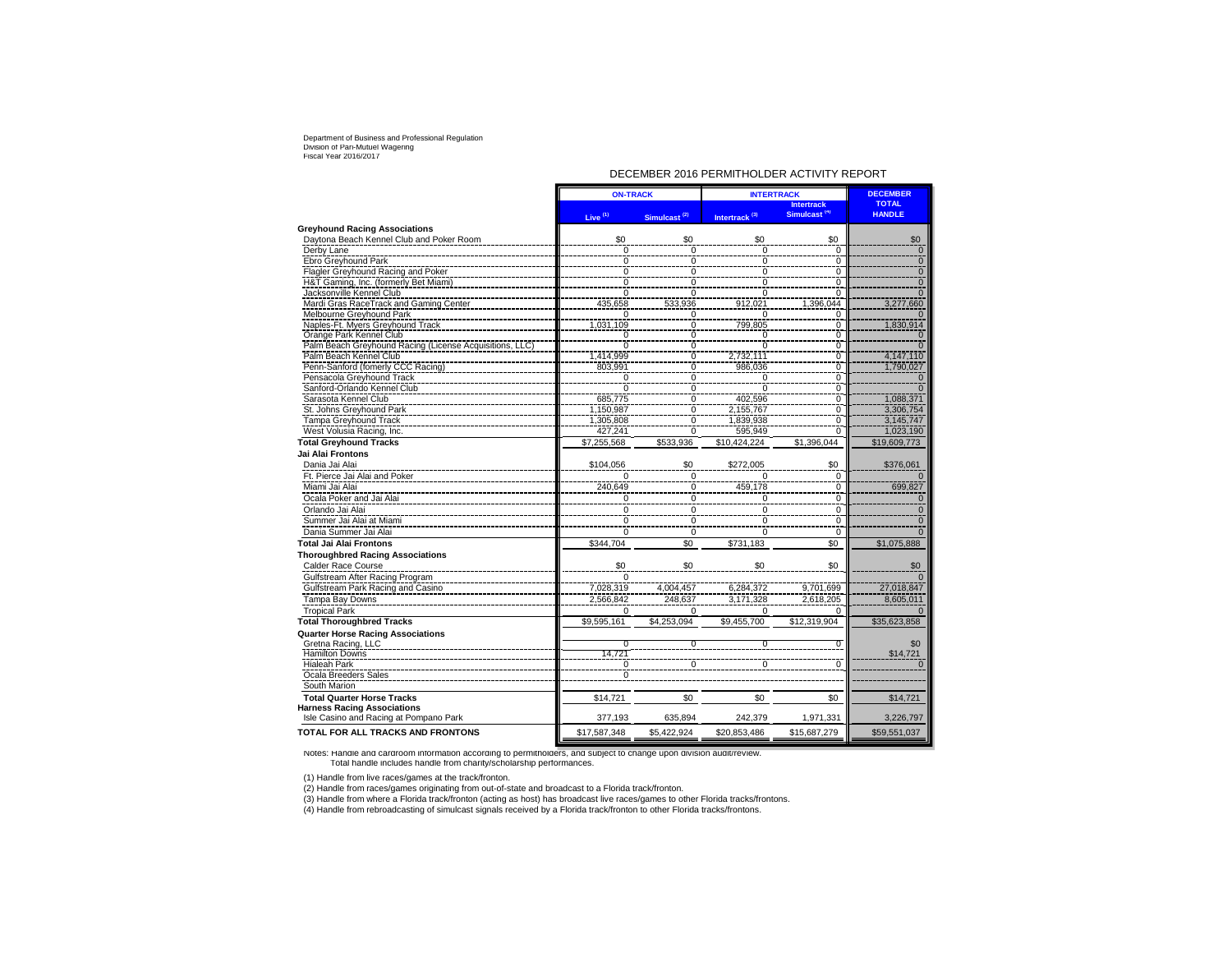Department of Business and Professional Regulation
Division of Pari-Mutuel Wagering
Fiscal Year 2016/2017

## DECEMBER 2016 PERMITHOLDER ACTIVITY REPORT

| | ON-TRACK | | INTERTRACK | | DECEMBER |
|---|---|---|---|---|---|
| | Live (1) | Simulcast (2) | Intertrack (3) | Intertrack Simulcast (4) | TOTAL HANDLE |
| **Greyhound Racing Associations** | | | | | |
| Daytona Beach Kennel Club and Poker Room | $0 | $0 | $0 | $0 | $0 |
| Derby Lane | 0 | 0 | 0 | 0 | 0 |
| Ebro Greyhound Park | 0 | 0 | 0 | 0 | 0 |
| Flagler Greyhound Racing and Poker | 0 | 0 | 0 | 0 | 0 |
| H&T Gaming, Inc. (formerly Bet Miami) | 0 | 0 | 0 | 0 | 0 |
| Jacksonville Kennel Club | 0 | 0 | 0 | 0 | 0 |
| Mardi Gras RaceTrack and Gaming Center | 435,658 | 533,936 | 912,021 | 1,396,044 | 3,277,660 |
| Melbourne Greyhound Park | 0 | 0 | 0 | 0 | 0 |
| Naples-Ft. Myers Greyhound Track | 1,031,109 | 0 | 799,805 | 0 | 1,830,914 |
| Orange Park Kennel Club | 0 | 0 | 0 | 0 | 0 |
| Palm Beach Greyhound Racing (License Acquisitions, LLC) | 0 | 0 | 0 | 0 | 0 |
| Palm Beach Kennel Club | 1,414,999 | 0 | 2,732,111 | 0 | 4,147,110 |
| Penn-Sanford (fomerly CCC Racing) | 803,991 | 0 | 986,036 | 0 | 1,790,027 |
| Pensacola Greyhound Track | 0 | 0 | 0 | 0 | 0 |
| Sanford-Orlando Kennel Club | 0 | 0 | 0 | 0 | 0 |
| Sarasota Kennel Club | 685,775 | 0 | 402,596 | 0 | 1,088,371 |
| St. Johns Greyhound Park | 1,150,987 | 0 | 2,155,767 | 0 | 3,306,754 |
| Tampa Greyhound Track | 1,305,808 | 0 | 1,839,938 | 0 | 3,145,747 |
| West Volusia Racing, Inc. | 427,241 | 0 | 595,949 | 0 | 1,023,190 |
| **Total Greyhound Tracks** | $7,255,568 | $533,936 | $10,424,224 | $1,396,044 | $19,609,773 |
| **Jai Alai Frontons** | | | | | |
| Dania Jai Alai | $104,056 | $0 | $272,005 | $0 | $376,061 |
| Ft. Pierce Jai Alai and Poker | 0 | 0 | 0 | 0 | 0 |
| Miami Jai Alai | 240,649 | 0 | 459,178 | 0 | 699,827 |
| Ocala Poker and Jai Alai | 0 | 0 | 0 | 0 | 0 |
| Orlando Jai Alai | 0 | 0 | 0 | 0 | 0 |
| Summer Jai Alai at Miami | 0 | 0 | 0 | 0 | 0 |
| Dania Summer Jai Alai | 0 | 0 | 0 | 0 | 0 |
| **Total Jai Alai Frontons** | $344,704 | $0 | $731,183 | $0 | $1,075,888 |
| **Thoroughbred Racing Associations** | | | | | |
| Calder Race Course | $0 | $0 | $0 | $0 | $0 |
| Gulfstream After Racing Program | 0 | | | | 0 |
| Gulfstream Park Racing and Casino | 7,028,319 | 4,004,457 | 6,284,372 | 9,701,699 | 27,018,847 |
| Tampa Bay Downs | 2,566,842 | 248,637 | 3,171,328 | 2,618,205 | 8,605,011 |
| Tropical Park | 0 | 0 | 0 | 0 | 0 |
| **Total Thoroughbred Tracks** | $9,595,161 | $4,253,094 | $9,455,700 | $12,319,904 | $35,623,858 |
| **Quarter Horse Racing Associations** | | | | | |
| Gretna Racing, LLC | 0 | 0 | 0 | 0 | $0 |
| Hamilton Downs | 14,721 | | | | $14,721 |
| Hialeah Park | 0 | 0 | 0 | 0 | 0 |
| Ocala Breeders Sales | 0 | | | | |
| South Marion | | | | | |
| **Total Quarter Horse Tracks** | $14,721 | $0 | $0 | $0 | $14,721 |
| **Harness Racing Associations** | | | | | |
| Isle Casino and Racing at Pompano Park | 377,193 | 635,894 | 242,379 | 1,971,331 | 3,226,797 |
| **TOTAL FOR ALL TRACKS AND FRONTONS** | $17,587,348 | $5,422,924 | $20,853,486 | $15,687,279 | $59,551,037 |

Notes: Handle and cardroom information according to permitholders, and subject to change upon division audit/review.
Total handle includes handle from charity/scholarship performances.

(1) Handle from live races/games at the track/fronton.
(2) Handle from races/games originating from out-of-state and broadcast to a Florida track/fronton.
(3) Handle from where a Florida track/fronton (acting as host) has broadcast live races/games to other Florida tracks/frontons.
(4) Handle from rebroadcasting of simulcast signals received by a Florida track/fronton to other Florida tracks/frontons.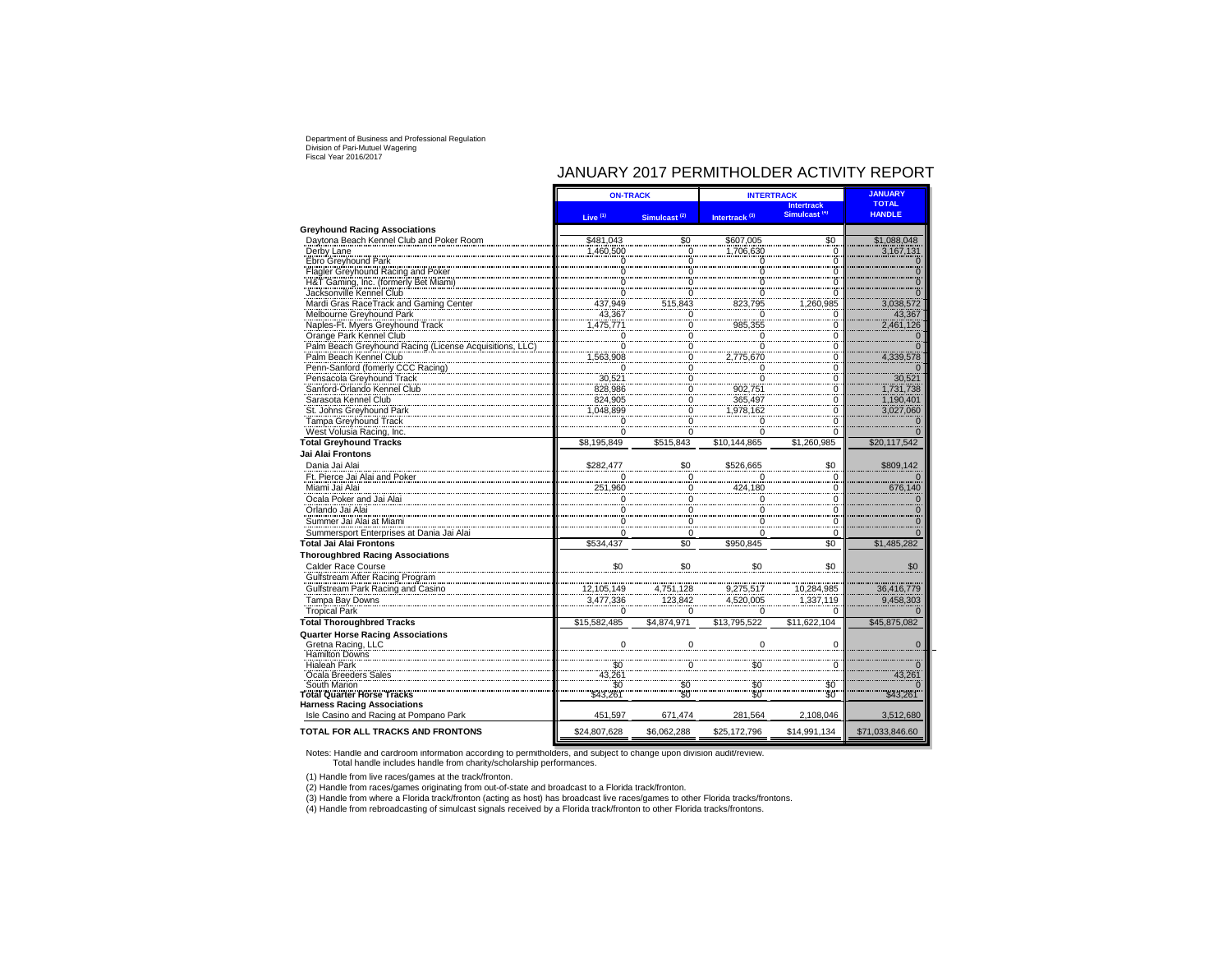Department of Business and Professional Regulation
Division of Pari-Mutuel Wagering
Fiscal Year 2016/2017

# JANUARY 2017 PERMITHOLDER ACTIVITY REPORT

| | ON-TRACK | | INTERTRACK | | JANUARY TOTAL HANDLE |
|---|---|---|---|---|---|
| | Live (1) | Simulcast (2) | Intertrack (3) | Intertrack Simulcast (4) | |
| **Greyhound Racing Associations** | | | | | |
| Daytona Beach Kennel Club and Poker Room | $481,043 | $0 | $607,005 | $0 | $1,088,048 |
| Derby Lane | 1,460,500 | 0 | 1,706,630 | 0 | 3,167,131 |
| Ebro Greyhound Park | 0 | 0 | 0 | 0 | 0 |
| Flagler Greyhound Racing and Poker | 0 | 0 | 0 | 0 | 0 |
| H&T Gaming, Inc. (formerly Bet Miami) | 0 | 0 | 0 | 0 | 0 |
| Jacksonville Kennel Club | 0 | 0 | 0 | 0 | 0 |
| Mardi Gras RaceTrack and Gaming Center | 437,949 | 515,843 | 823,795 | 1,260,985 | 3,038,572 |
| Melbourne Greyhound Park | 43,367 | 0 | 0 | 0 | 43,367 |
| Naples-Ft. Myers Greyhound Track | 1,475,771 | 0 | 985,355 | 0 | 2,461,126 |
| Orange Park Kennel Club | 0 | 0 | 0 | 0 | 0 |
| Palm Beach Greyhound Racing (License Acquisitions, LLC) | 0 | 0 | 0 | 0 | 0 |
| Palm Beach Kennel Club | 1,563,908 | 0 | 2,775,670 | 0 | 4,339,578 |
| Penn-Sanford (fomerly CCC Racing) | 0 | 0 | 0 | 0 | 0 |
| Pensacola Greyhound Track | 30,521 | 0 | 0 | 0 | 30,521 |
| Sanford-Orlando Kennel Club | 828,986 | 0 | 902,751 | 0 | 1,731,738 |
| Sarasota Kennel Club | 824,905 | 0 | 365,497 | 0 | 1,190,401 |
| St. Johns Greyhound Park | 1,048,899 | 0 | 1,978,162 | 0 | 3,027,060 |
| Tampa Greyhound Track | 0 | 0 | 0 | 0 | 0 |
| West Volusia Racing, Inc. | 0 | 0 | 0 | 0 | 0 |
| **Total Greyhound Tracks** | $8,195,849 | $515,843 | $10,144,865 | $1,260,985 | $20,117,542 |
| **Jai Alai Frontons** | | | | | |
| Dania Jai Alai | $282,477 | $0 | $526,665 | $0 | $809,142 |
| Ft. Pierce Jai Alai and Poker | 0 | 0 | 0 | 0 | 0 |
| Miami Jai Alai | 251,960 | 0 | 424,180 | 0 | 676,140 |
| Ocala Poker and Jai Alai | 0 | 0 | 0 | 0 | 0 |
| Orlando Jai Alai | 0 | 0 | 0 | 0 | 0 |
| Summer Jai Alai at Miami | 0 | 0 | 0 | 0 | 0 |
| Summersport Enterprises at Dania Jai Alai | 0 | 0 | 0 | 0 | 0 |
| **Total Jai Alai Frontons** | $534,437 | $0 | $950,845 | $0 | $1,485,282 |
| **Thoroughbred Racing Associations** | | | | | |
| Calder Race Course | $0 | $0 | $0 | $0 | $0 |
| Gulfstream After Racing Program | | | | | |
| Gulfstream Park Racing and Casino | 12,105,149 | 4,751,128 | 9,275,517 | 10,284,985 | 36,416,779 |
| Tampa Bay Downs | 3,477,336 | 123,842 | 4,520,005 | 1,337,119 | 9,458,303 |
| Tropical Park | 0 | 0 | 0 | 0 | 0 |
| **Total Thoroughbred Tracks** | $15,582,485 | $4,874,971 | $13,795,522 | $11,622,104 | $45,875,082 |
| **Quarter Horse Racing Associations** | | | | | |
| Gretna Racing, LLC | 0 | 0 | 0 | 0 | 0 |
| Hamilton Downs | | | | | |
| Hialeah Park | $0 | 0 | $0 | 0 | 0 |
| Ocala Breeders Sales | 43,261 | | | | 43,261 |
| South Marion | $0 | $0 | $0 | $0 | 0 |
| **Total Quarter Horse Tracks** | $43,261 | $0 | $0 | $0 | $43,261 |
| **Harness Racing Associations** | | | | | |
| Isle Casino and Racing at Pompano Park | 451,597 | 671,474 | 281,564 | 2,108,046 | 3,512,680 |
| **TOTAL FOR ALL TRACKS AND FRONTONS** | $24,807,628 | $6,062,288 | $25,172,796 | $14,991,134 | $71,033,846.60 |

Notes: Handle and cardroom information according to permitholders, and subject to change upon division audit/review.
Total handle includes handle from charity/scholarship performances.

(1) Handle from live races/games at the track/fronton.

(2) Handle from races/games originating from out-of-state and broadcast to a Florida track/fronton.

(3) Handle from where a Florida track/fronton (acting as host) has broadcast live races/games to other Florida tracks/frontons.

(4) Handle from rebroadcasting of simulcast signals received by a Florida track/fronton to other Florida tracks/frontons.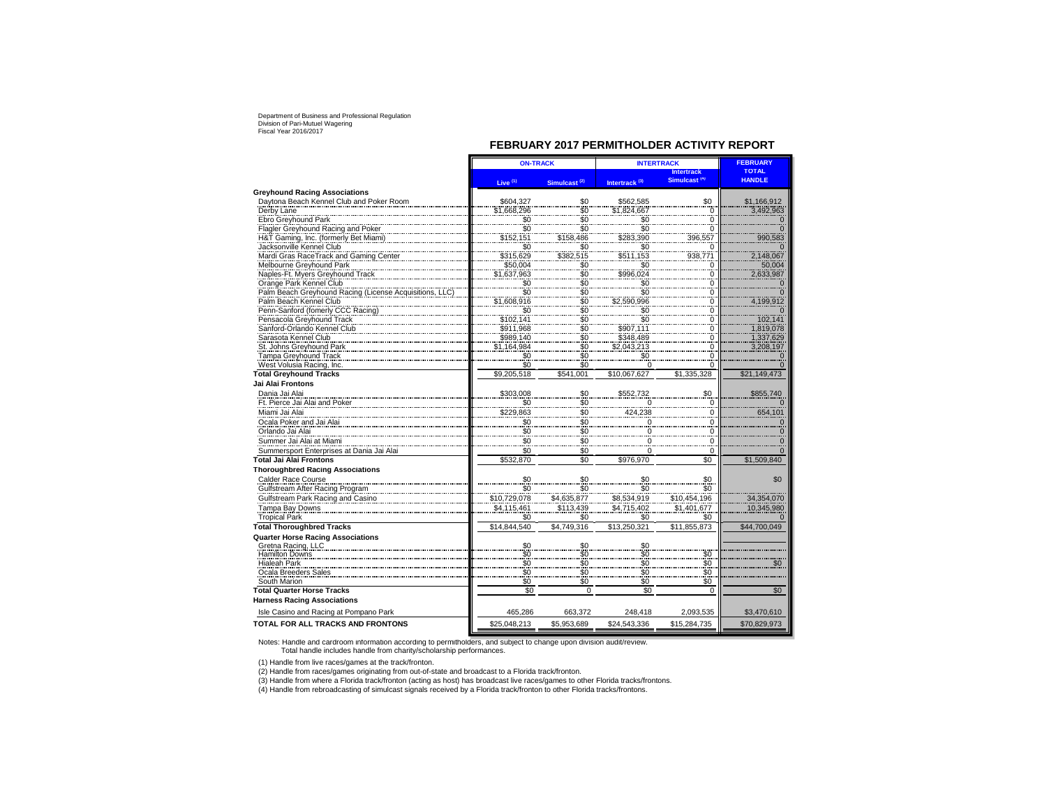Department of Business and Professional Regulation
Division of Pari-Mutuel Wagering
Fiscal Year 2016/2017

## FEBRUARY 2017 PERMITHOLDER ACTIVITY REPORT

| | ON-TRACK | | INTERTRACK | | FEBRUARY |
|---|---|---|---|---|---|
| | Live (1) | Simulcast (2) | Intertrack (3) | Intertrack Simulcast (4) | TOTAL HANDLE |
| **Greyhound Racing Associations** | | | | | |
| Daytona Beach Kennel Club and Poker Room | $604,327 | $0 | $562,585 | $0 | $1,166,912 |
| Derby Lane | $1,668,296 | $0 | $1,824,667 | 0 | 3,492,963 |
| Ebro Greyhound Park | $0 | $0 | $0 | 0 | 0 |
| Flagler Greyhound Racing and Poker | $0 | $0 | $0 | 0 | 0 |
| H&T Gaming, Inc. (formerly Bet Miami) | $152,151 | $158,486 | $283,390 | 396,557 | 990,583 |
| Jacksonville Kennel Club | $0 | $0 | $0 | 0 | 0 |
| Mardi Gras RaceTrack and Gaming Center | $315,629 | $382,515 | $511,153 | 938,771 | 2,148,067 |
| Melbourne Greyhound Park | $50,004 | $0 | $0 | 0 | 50,004 |
| Naples-Ft. Myers Greyhound Track | $1,637,963 | $0 | $996,024 | 0 | 2,633,987 |
| Orange Park Kennel Club | $0 | $0 | $0 | 0 | 0 |
| Palm Beach Greyhound Racing (License Acquisitions, LLC) | $0 | $0 | $0 | 0 | 0 |
| Palm Beach Kennel Club | $1,608,916 | $0 | $2,590,996 | 0 | 4,199,912 |
| Penn-Sanford (fomerly CCC Racing) | $0 | $0 | $0 | 0 | 0 |
| Pensacola Greyhound Track | $102,141 | $0 | $0 | 0 | 102,141 |
| Sanford-Orlando Kennel Club | $911,968 | $0 | $907,111 | 0 | 1,819,078 |
| Sarasota Kennel Club | $989,140 | $0 | $348,489 | 0 | 1,337,629 |
| St. Johns Greyhound Park | $1,164,984 | $0 | $2,043,213 | 0 | 3,208,197 |
| Tampa Greyhound Track | $0 | $0 | $0 | 0 | 0 |
| West Volusia Racing, Inc. | $0 | $0 | 0 | 0 | 0 |
| **Total Greyhound Tracks** | $9,205,518 | $541,001 | $10,067,627 | $1,335,328 | $21,149,473 |
| **Jai Alai Frontons** | | | | | |
| Dania Jai Alai | $303,008 | $0 | $552,732 | $0 | $855,740 |
| Ft. Pierce Jai Alai and Poker | $0 | $0 | 0 | 0 | 0 |
| Miami Jai Alai | $229,863 | $0 | 424,238 | 0 | 654,101 |
| Ocala Poker and Jai Alai | $0 | $0 | 0 | 0 | 0 |
| Orlando Jai Alai | $0 | $0 | 0 | 0 | 0 |
| Summer Jai Alai at Miami | $0 | $0 | 0 | 0 | 0 |
| Summersport Enterprises at Dania Jai Alai | $0 | $0 | 0 | 0 | 0 |
| **Total Jai Alai Frontons** | $532,870 | $0 | $976,970 | $0 | $1,509,840 |
| **Thoroughbred Racing Associations** | | | | | |
| Calder Race Course | $0 | $0 | $0 | $0 | $0 |
| Gulfstream After Racing Program | $0 | $0 | $0 | $0 | |
| Gulfstream Park Racing and Casino | $10,729,078 | $4,635,877 | $8,534,919 | $10,454,196 | 34,354,070 |
| Tampa Bay Downs | $4,115,461 | $113,439 | $4,715,402 | $1,401,677 | 10,345,980 |
| Tropical Park | $0 | $0 | $0 | $0 | 0 |
| **Total Thoroughbred Tracks** | $14,844,540 | $4,749,316 | $13,250,321 | $11,855,873 | $44,700,049 |
| **Quarter Horse Racing Associations** | | | | | |
| Gretna Racing, LLC | $0 | $0 | $0 | | |
| Hamilton Downs | $0 | $0 | $0 | $0 | |
| Hialeah Park | $0 | $0 | $0 | $0 | $0 |
| Ocala Breeders Sales | $0 | $0 | $0 | $0 | |
| South Marion | $0 | $0 | $0 | $0 | |
| **Total Quarter Horse Tracks** | $0 | 0 | $0 | 0 | $0 |
| **Harness Racing Associations** | | | | | |
| Isle Casino and Racing at Pompano Park | 465,286 | 663,372 | 248,418 | 2,093,535 | $3,470,610 |
| **TOTAL FOR ALL TRACKS AND FRONTONS** | $25,048,213 | $5,953,689 | $24,543,336 | $15,284,735 | $70,829,973 |

Notes: Handle and cardroom information according to permitholders, and subject to change upon division audit/review.
Total handle includes handle from charity/scholarship performances.

(1) Handle from live races/games at the track/fronton.

(2) Handle from races/games originating from out-of-state and broadcast to a Florida track/fronton.

(3) Handle from where a Florida track/fronton (acting as host) has broadcast live races/games to other Florida tracks/frontons.

(4) Handle from rebroadcasting of simulcast signals received by a Florida track/fronton to other Florida tracks/frontons.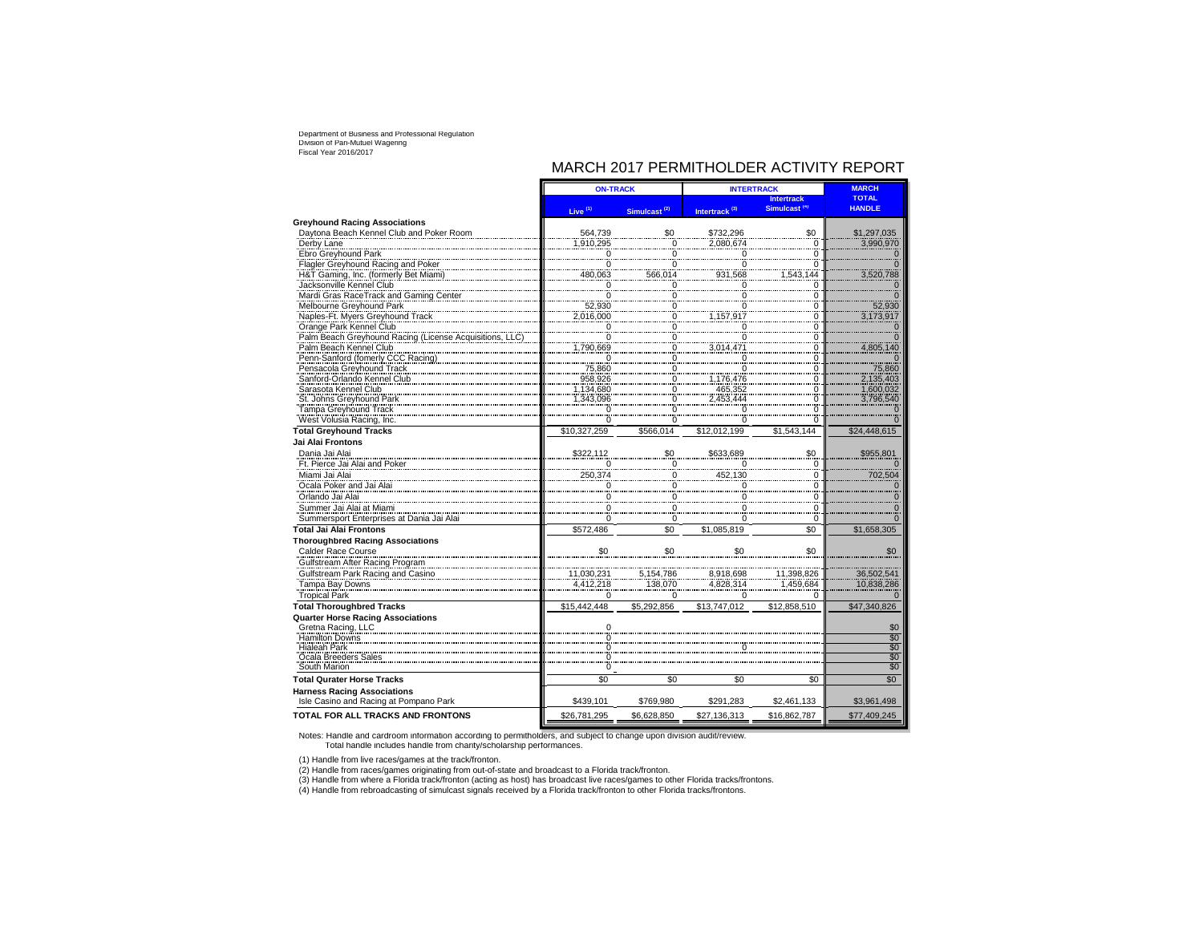Department of Business and Professional Regulation
Division of Pari-Mutuel Wagering
Fiscal Year 2016/2017

# MARCH 2017 PERMITHOLDER ACTIVITY REPORT

| | ON-TRACK | | INTERTRACK | | MARCH TOTAL HANDLE |
|---|---|---|---|---|---|
| | Live (1) | Simulcast (2) | Intertrack (3) | Intertrack Simulcast (4) | |
| **Greyhound Racing Associations** | | | | | |
| Daytona Beach Kennel Club and Poker Room | 564,739 | $0 | $732,296 | $0 | $1,297,035 |
| Derby Lane | 1,910,295 | 0 | 2,080,674 | 0 | 3,990,970 |
| Ebro Greyhound Park | 0 | 0 | 0 | 0 | 0 |
| Flagler Greyhound Racing and Poker | 0 | 0 | 0 | 0 | 0 |
| H&T Gaming, Inc. (formerly Bet Miami) | 480,063 | 566,014 | 931,568 | 1,543,144 | 3,520,788 |
| Jacksonville Kennel Club | 0 | 0 | 0 | 0 | 0 |
| Mardi Gras RaceTrack and Gaming Center | 0 | 0 | 0 | 0 | 0 |
| Melbourne Greyhound Park | 52,930 | 0 | 0 | 0 | 52,930 |
| Naples-Ft. Myers Greyhound Track | 2,016,000 | 0 | 1,157,917 | 0 | 3,173,917 |
| Orange Park Kennel Club | 0 | 0 | 0 | 0 | 0 |
| Palm Beach Greyhound Racing (License Acquisitions, LLC) | 0 | 0 | 0 | 0 | 0 |
| Palm Beach Kennel Club | 1,790,669 | 0 | 3,014,471 | 0 | 4,805,140 |
| Penn-Sanford (formerly CCC Racing) | 0 | 0 | 0 | 0 | 0 |
| Pensacola Greyhound Track | 75,860 | 0 | 0 | 0 | 75,860 |
| Sanford-Orlando Kennel Club | 958,926 | 0 | 1,176,476 | 0 | 2,135,403 |
| Sarasota Kennel Club | 1,134,680 | 0 | 465,352 | 0 | 1,600,032 |
| St. Johns Greyhound Park | 1,343,096 | 0 | 2,453,444 | 0 | 3,796,540 |
| Tampa Greyhound Track | 0 | 0 | 0 | 0 | 0 |
| West Volusia Racing, Inc. | 0 | 0 | 0 | 0 | 0 |
| **Total Greyhound Tracks** | $10,327,259 | $566,014 | $12,012,199 | $1,543,144 | $24,448,615 |
| **Jai Alai Frontons** | | | | | |
| Dania Jai Alai | $322,112 | $0 | $633,689 | $0 | $955,801 |
| Ft. Pierce Jai Alai and Poker | 0 | 0 | 0 | 0 | 0 |
| Miami Jai Alai | 250,374 | 0 | 452,130 | 0 | 702,504 |
| Ocala Poker and Jai Alai | 0 | 0 | 0 | 0 | 0 |
| Orlando Jai Alai | 0 | 0 | 0 | 0 | 0 |
| Summer Jai Alai at Miami | 0 | 0 | 0 | 0 | 0 |
| Summersport Enterprises at Dania Jai Alai | 0 | 0 | 0 | 0 | 0 |
| **Total Jai Alai Frontons** | $572,486 | $0 | $1,085,819 | $0 | $1,658,305 |
| **Thoroughbred Racing Associations** | | | | | |
| Calder Race Course | $0 | $0 | $0 | $0 | $0 |
| Gulfstream After Racing Program | | | | | |
| Gulfstream Park Racing and Casino | 11,030,231 | 5,154,786 | 8,918,698 | 11,398,826 | 36,502,541 |
| Tampa Bay Downs | 4,412,218 | 138,070 | 4,828,314 | 1,459,684 | 10,838,286 |
| Tropical Park | 0 | 0 | 0 | 0 | 0 |
| **Total Thoroughbred Tracks** | $15,442,448 | $5,292,856 | $13,747,012 | $12,858,510 | $47,340,826 |
| **Quarter Horse Racing Associations** | | | | | |
| Gretna Racing, LLC | 0 | | | | $0 |
| Hamilton Downs | 0 | | | | $0 |
| Hialeah Park | 0 | | 0 | | $0 |
| Ocala Breeders Sales | 0 | | | | $0 |
| South Marion | 0 | | | | $0 |
| **Total Qurater Horse Tracks** | $0 | $0 | $0 | $0 | $0 |
| **Harness Racing Associations** | | | | | |
| Isle Casino and Racing at Pompano Park | $439,101 | $769,980 | $291,283 | $2,461,133 | $3,961,498 |
| **TOTAL FOR ALL TRACKS AND FRONTONS** | $26,781,295 | $6,628,850 | $27,136,313 | $16,862,787 | $77,409,245 |

Notes: Handle and cardroom information according to permitholders, and subject to change upon division audit/review.
Total handle includes handle from charity/scholarship performances.

(1) Handle from live races/games at the track/fronton.

(2) Handle from races/games originating from out-of-state and broadcast to a Florida track/fronton.

(3) Handle from where a Florida track/fronton (acting as host) has broadcast live races/games to other Florida tracks/frontons.

(4) Handle from rebroadcasting of simulcast signals received by a Florida track/fronton to other Florida tracks/frontons.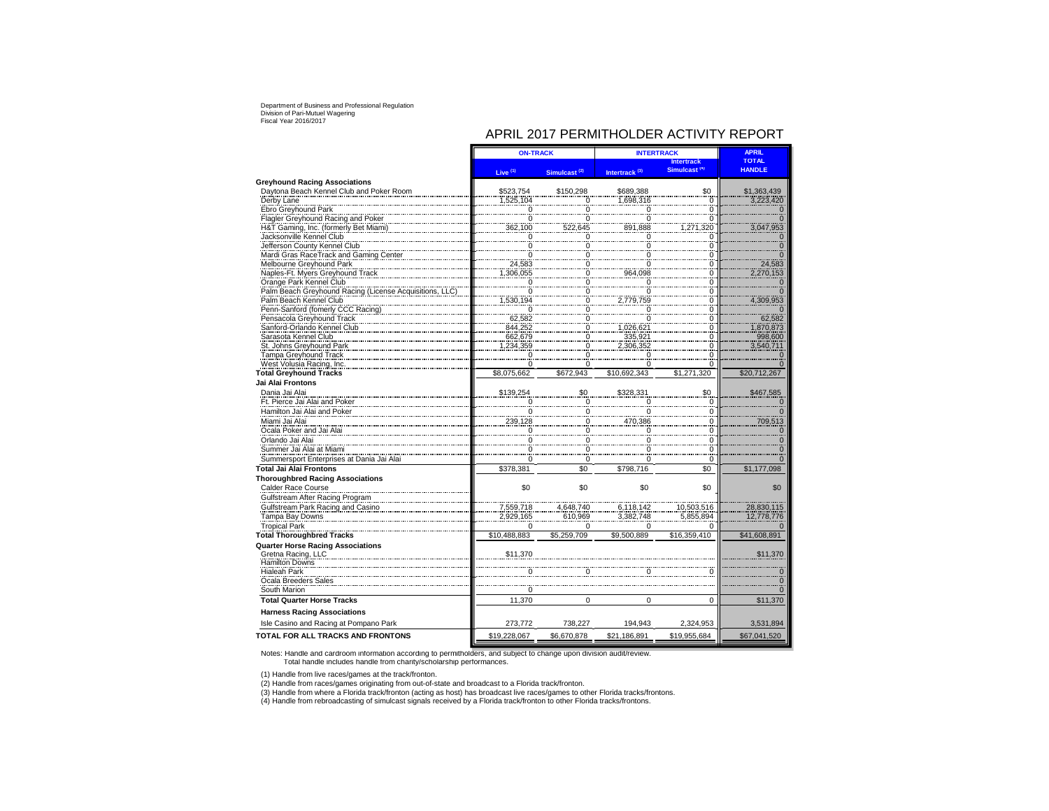Department of Business and Professional Regulation
Division of Pari-Mutuel Wagering
Fiscal Year 2016/2017

# APRIL 2017 PERMITHOLDER ACTIVITY REPORT

| | ON-TRACK | | INTERTRACK | | APRIL |
|---|---|---|---|---|---|
| | Live (1) | Simulcast (2) | Intertrack (3) | Intertrack Simulcast (4) | TOTAL HANDLE |
| **Greyhound Racing Associations** | | | | | |
| Daytona Beach Kennel Club and Poker Room | $523,754 | $150,298 | $689,388 | $0 | $1,363,439 |
| Derby Lane | 1,525,104 | 0 | 1,698,316 | 0 | 3,223,420 |
| Ebro Greyhound Park | 0 | 0 | 0 | 0 | 0 |
| Flagler Greyhound Racing and Poker | 0 | 0 | 0 | 0 | 0 |
| H&T Gaming, Inc. (formerly Bet Miami) | 362,100 | 522,645 | 891,888 | 1,271,320 | 3,047,953 |
| Jacksonville Kennel Club | 0 | 0 | 0 | 0 | 0 |
| Jefferson County Kennel Club | 0 | 0 | 0 | 0 | 0 |
| Mardi Gras RaceTrack and Gaming Center | 0 | 0 | 0 | 0 | 0 |
| Melbourne Greyhound Park | 24,583 | 0 | 0 | 0 | 24,583 |
| Naples-Ft. Myers Greyhound Track | 1,306,055 | 0 | 964,098 | 0 | 2,270,153 |
| Orange Park Kennel Club | 0 | 0 | 0 | 0 | 0 |
| Palm Beach Greyhound Racing (License Acquisitions, LLC) | 0 | 0 | 0 | 0 | 0 |
| Palm Beach Kennel Club | 1,530,194 | 0 | 2,779,759 | 0 | 4,309,953 |
| Penn-Sanford (fomerly CCC Racing) | 0 | 0 | 0 | 0 | 0 |
| Pensacola Greyhound Track | 62,582 | 0 | 0 | 0 | 62,582 |
| Sanford-Orlando Kennel Club | 844,252 | 0 | 1,026,621 | 0 | 1,870,873 |
| Sarasota Kennel Club | 662,679 | 0 | 335,921 | 0 | 998,600 |
| St. Johns Greyhound Park | 1,234,359 | 0 | 2,306,352 | 0 | 3,540,711 |
| Tampa Greyhound Track | 0 | 0 | 0 | 0 | 0 |
| West Volusia Racing, Inc. | 0 | 0 | 0 | 0 | 0 |
| **Total Greyhound Tracks** | $8,075,662 | $672,943 | $10,692,343 | $1,271,320 | $20,712,267 |
| **Jai Alai Frontons** | | | | | |
| Dania Jai Alai | $139,254 | $0 | $328,331 | $0 | $467,585 |
| Ft. Pierce Jai Alai and Poker | 0 | 0 | 0 | 0 | 0 |
| Hamilton Jai Alai and Poker | 0 | 0 | 0 | 0 | 0 |
| Miami Jai Alai | 239,128 | 0 | 470,386 | 0 | 709,513 |
| Ocala Poker and Jai Alai | 0 | 0 | 0 | 0 | 0 |
| Orlando Jai Alai | 0 | 0 | 0 | 0 | 0 |
| Summer Jai Alai at Miami | 0 | 0 | 0 | 0 | 0 |
| Summersport Enterprises at Dania Jai Alai | 0 | 0 | 0 | 0 | 0 |
| **Total Jai Alai Frontons** | $378,381 | $0 | $798,716 | $0 | $1,177,098 |
| **Thoroughbred Racing Associations** | | | | | |
| Calder Race Course | $0 | $0 | $0 | $0 | $0 |
| Gulfstream After Racing Program | | | | | |
| Gulfstream Park Racing and Casino | 7,559,718 | 4,648,740 | 6,118,142 | 10,503,516 | 28,830,115 |
| Tampa Bay Downs | 2,929,165 | 610,969 | 3,382,748 | 5,855,894 | 12,778,776 |
| Tropical Park | 0 | 0 | 0 | 0 | 0 |
| **Total Thoroughbred Tracks** | $10,488,883 | $5,259,709 | $9,500,889 | $16,359,410 | $41,608,891 |
| **Quarter Horse Racing Associations** | | | | | |
| Gretna Racing, LLC | $11,370 | | | | $11,370 |
| Hamilton Downs | | | | | |
| Hialeah Park | 0 | 0 | 0 | 0 | 0 |
| Ocala Breeders Sales | | | | | 0 |
| South Marion | 0 | | | | 0 |
| **Total Quarter Horse Tracks** | 11,370 | 0 | 0 | 0 | $11,370 |
| **Harness Racing Associations** | | | | | |
| Isle Casino and Racing at Pompano Park | 273,772 | 738,227 | 194,943 | 2,324,953 | 3,531,894 |
| **TOTAL FOR ALL TRACKS AND FRONTONS** | $19,228,067 | $6,670,878 | $21,186,891 | $19,955,684 | $67,041,520 |

Notes: Handle and cardroom information according to permitholders, and subject to change upon division audit/review.
Total handle includes handle from charity/scholarship performances.

(1) Handle from live races/games at the track/fronton.
(2) Handle from races/games originating from out-of-state and broadcast to a Florida track/fronton.
(3) Handle from where a Florida track/fronton (acting as host) has broadcast live races/games to other Florida tracks/frontons.
(4) Handle from rebroadcasting of simulcast signals received by a Florida track/fronton to other Florida tracks/frontons.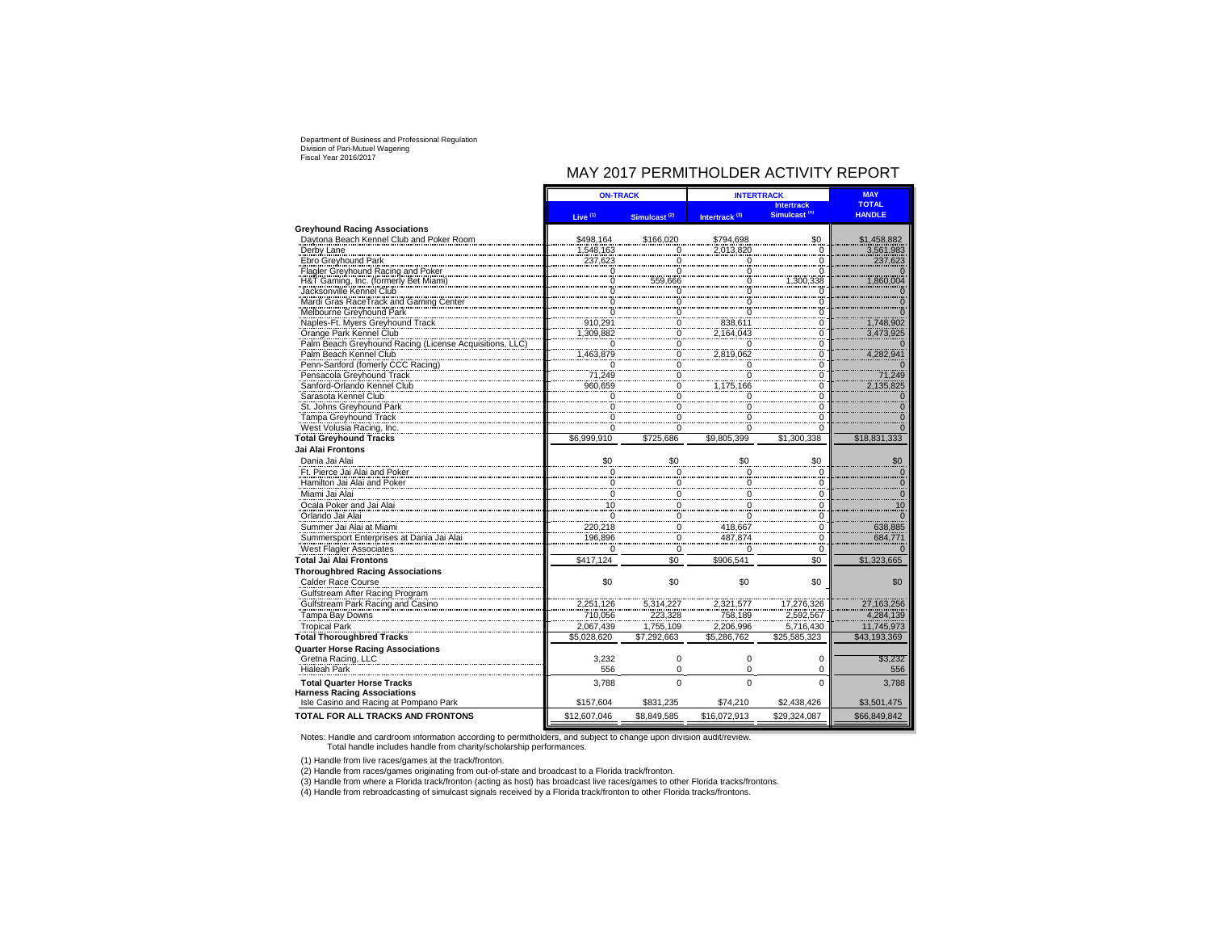Department of Business and Professional Regulation
Division of Pari-Mutuel Wagering
Fiscal Year 2016/2017

# MAY 2017 PERMITHOLDER ACTIVITY REPORT

| | ON-TRACK | | INTERTRACK | | MAY |
|---|---|---|---|---|---|
| | Live [1] | Simulcast [2] | Intertrack [3] | Intertrack Simulcast [4] | TOTAL HANDLE |
| **Greyhound Racing Associations** | | | | | |
| Daytona Beach Kennel Club and Poker Room | $498,164 | $166,020 | $794,698 | $0 | $1,458,882 |
| Derby Lane | 1,548,163 | 0 | 2,013,820 | 0 | 3,561,983 |
| Ebro Greyhound Park | 237,623 | 0 | 0 | 0 | 237,623 |
| Flagler Greyhound Racing and Poker | 0 | 0 | 0 | 0 | 0 |
| H&T Gaming, Inc. (formerly Bet Miami) | 0 | 559,666 | 0 | 1,300,338 | 1,860,004 |
| Jacksonville Kennel Club | 0 | 0 | 0 | 0 | 0 |
| Mardi Gras RaceTrack and Gaming Center | 0 | 0 | 0 | 0 | 0 |
| Melbourne Greyhound Park | 0 | 0 | 0 | 0 | 0 |
| Naples-Ft. Myers Greyhound Track | 910,291 | 0 | 838,611 | 0 | 1,748,902 |
| Orange Park Kennel Club | 1,309,882 | 0 | 2,164,043 | 0 | 3,473,925 |
| Palm Beach Greyhound Racing (License Acquisitions, LLC) | 0 | 0 | 0 | 0 | 0 |
| Palm Beach Kennel Club | 1,463,879 | 0 | 2,819,062 | 0 | 4,282,941 |
| Penn-Sanford (fomerly CCC Racing) | 0 | 0 | 0 | 0 | 0 |
| Pensacola Greyhound Track | 71,249 | 0 | 0 | 0 | 71,249 |
| Sanford-Orlando Kennel Club | 960,659 | 0 | 1,175,166 | 0 | 2,135,825 |
| Sarasota Kennel Club | 0 | 0 | 0 | 0 | 0 |
| St. Johns Greyhound Park | 0 | 0 | 0 | 0 | 0 |
| Tampa Greyhound Track | 0 | 0 | 0 | 0 | 0 |
| West Volusia Racing, Inc. | 0 | 0 | 0 | 0 | 0 |
| **Total Greyhound Tracks** | $6,999,910 | $725,686 | $9,805,399 | $1,300,338 | $18,831,333 |
| **Jai Alai Frontons** | | | | | |
| Dania Jai Alai | $0 | $0 | $0 | $0 | $0 |
| Ft. Pierce Jai Alai and Poker | 0 | 0 | 0 | 0 | 0 |
| Hamilton Jai Alai and Poker | 0 | 0 | 0 | 0 | 0 |
| Miami Jai Alai | 0 | 0 | 0 | 0 | 0 |
| Ocala Poker and Jai Alai | 10 | 0 | 0 | 0 | 10 |
| Orlando Jai Alai | 0 | 0 | 0 | 0 | 0 |
| Summer Jai Alai at Miami | 220,218 | 0 | 418,667 | 0 | 638,885 |
| Summersport Enterprises at Dania Jai Alai | 196,896 | 0 | 487,874 | 0 | 684,771 |
| West Flagler Associates | 0 | 0 | 0 | 0 | 0 |
| **Total Jai Alai Frontons** | $417,124 | $0 | $906,541 | $0 | $1,323,665 |
| **Thoroughbred Racing Associations** | | | | | |
| Calder Race Course | $0 | $0 | $0 | $0 | $0 |
| Gulfstream After Racing Program | | | | | |
| Gulfstream Park Racing and Casino | 2,251,126 | 5,314,227 | 2,321,577 | 17,276,326 | 27,163,256 |
| Tampa Bay Downs | 710,056 | 223,328 | 758,189 | 2,592,567 | 4,284,139 |
| Tropical Park | 2,067,439 | 1,755,109 | 2,206,996 | 5,716,430 | 11,745,973 |
| **Total Thoroughbred Tracks** | $5,028,620 | $7,292,663 | $5,286,762 | $25,585,323 | $43,193,369 |
| **Quarter Horse Racing Associations** | | | | | |
| Gretna Racing, LLC | 3,232 | 0 | 0 | 0 | $3,232 |
| Hialeah Park | 556 | 0 | 0 | 0 | 556 |
| **Total Quarter Horse Tracks** | 3,788 | 0 | 0 | 0 | 3,788 |
| **Harness Racing Associations** | | | | | |
| Isle Casino and Racing at Pompano Park | $157,604 | $831,235 | $74,210 | $2,438,426 | $3,501,475 |
| **TOTAL FOR ALL TRACKS AND FRONTONS** | $12,607,046 | $8,849,585 | $16,072,913 | $29,324,087 | $66,849,842 |

Notes: Handle and cardroom information according to permitholders, and subject to change upon division audit/review.
Total handle includes handle from charity/scholarship performances.

(1) Handle from live races/games at the track/fronton.

(2) Handle from races/games originating from out-of-state and broadcast to a Florida track/fronton.

(3) Handle from where a Florida track/fronton (acting as host) has broadcast live races/games to other Florida tracks/frontons.

(4) Handle from rebroadcasting of simulcast signals received by a Florida track/fronton to other Florida tracks/frontons.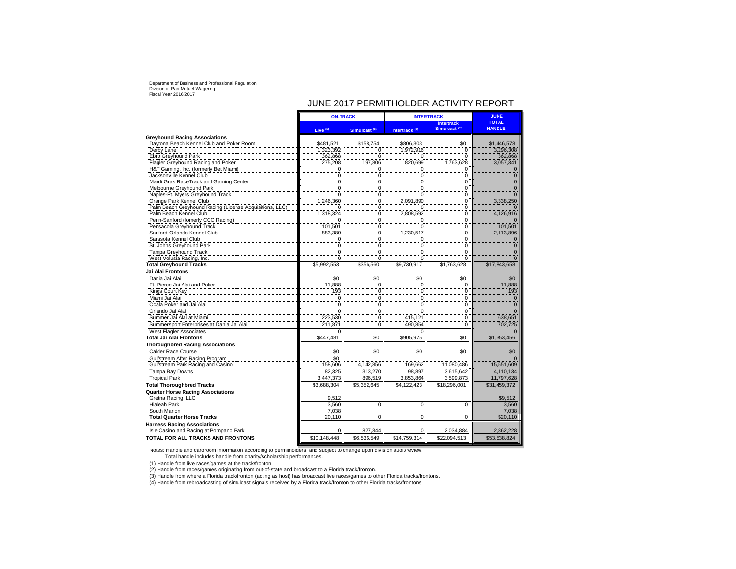Department of Business and Professional Regulation
Division of Pari-Mutuel Wagering
Fiscal Year 2016/2017

# JUNE 2017 PERMITHOLDER ACTIVITY REPORT

| | ON-TRACK | | INTERTRACK | | JUNE |
|---|---|---|---|---|---|
| | Live [1] | Simulcast [2] | Intertrack [3] | Intertrack Simulcast [4] | TOTAL HANDLE |
| **Greyhound Racing Associations** | | | | | |
| Daytona Beach Kennel Club and Poker Room | $481,521 | $158,754 | $806,303 | $0 | $1,446,578 |
| Derby Lane | 1,323,392 | 0 | 1,972,916 | 0 | 3,296,308 |
| Ebro Greyhound Park | 362,868 | 0 | 0 | 0 | 362,868 |
| Flagler Greyhound Racing and Poker | 275,208 | 197,806 | 820,699 | 1,763,628 | 3,057,341 |
| H&T Gaming, Inc. (formerly Bet Miami) | 0 | 0 | 0 | 0 | 0 |
| Jacksonville Kennel Club | 0 | 0 | 0 | 0 | 0 |
| Mardi Gras RaceTrack and Gaming Center | 0 | 0 | 0 | 0 | 0 |
| Melbourne Greyhound Park | 0 | 0 | 0 | 0 | 0 |
| Naples-Ft. Myers Greyhound Track | 0 | 0 | 0 | 0 | 0 |
| Orange Park Kennel Club | 1,246,360 | 0 | 2,091,890 | 0 | 3,338,250 |
| Palm Beach Greyhound Racing (License Acquisitions, LLC) | 0 | 0 | 0 | 0 | 0 |
| Palm Beach Kennel Club | 1,318,324 | 0 | 2,808,592 | 0 | 4,126,916 |
| Penn-Sanford (fomerly CCC Racing) | 0 | 0 | 0 | 0 | 0 |
| Pensacola Greyhound Track | 101,501 | 0 | 0 | 0 | 101,501 |
| Sanford-Orlando Kennel Club | 883,380 | 0 | 1,230,517 | 0 | 2,113,896 |
| Sarasota Kennel Club | 0 | 0 | 0 | 0 | 0 |
| St. Johns Greyhound Park | 0 | 0 | 0 | 0 | 0 |
| Tampa Greyhound Track | 0 | 0 | 0 | 0 | 0 |
| West Volusia Racing, Inc. | 0 | 0 | 0 | 0 | 0 |
| **Total Greyhound Tracks** | $5,992,553 | $356,560 | $9,730,917 | $1,763,628 | $17,843,658 |
| **Jai Alai Frontons** | | | | | |
| Dania Jai Alai | $0 | $0 | $0 | $0 | $0 |
| Ft. Pierce Jai Alai and Poker | 11,888 | 0 | 0 | 0 | 11,888 |
| Kings Court Key | 193 | 0 | 0 | 0 | 193 |
| Miami Jai Alai | 0 | 0 | 0 | 0 | 0 |
| Ocala Poker and Jai Alai | 0 | 0 | 0 | 0 | 0 |
| Orlando Jai Alai | 0 | 0 | 0 | 0 | 0 |
| Summer Jai Alai at Miami | 223,530 | 0 | 415,121 | 0 | 638,651 |
| Summersport Enterprises at Dania Jai Alai | 211,871 | 0 | 490,854 | 0 | 702,725 |
| West Flagler Associates | 0 | | 0 | | 0 |
| **Total Jai Alai Frontons** | $447,481 | $0 | $905,975 | $0 | $1,353,456 |
| **Thoroughbred Racing Associations** | | | | | |
| Calder Race Course | $0 | $0 | $0 | $0 | $0 |
| Gulfstream After Racing Program | $0 | | | | 0 |
| Gulfstream Park Racing and Casino | 158,606 | 4,142,856 | 169,662 | 11,080,486 | 15,551,609 |
| Tampa Bay Downs | 82,325 | 313,270 | 98,897 | 3,615,642 | 4,110,134 |
| Tropical Park | 3,447,373 | 896,519 | 3,853,864 | 3,599,873 | 11,797,628 |
| **Total Thoroughbred Tracks** | $3,688,304 | $5,352,645 | $4,122,423 | $18,296,001 | $31,459,372 |
| **Quarter Horse Racing Associations** | | | | | |
| Gretna Racing, LLC | 9,512 | | | | $9,512 |
| Hialeah Park | 3,560 | 0 | 0 | 0 | 3,560 |
| South Marion | 7,038 | | | | 7,038 |
| **Total Quarter Horse Tracks** | 20,110 | 0 | 0 | 0 | $20,110 |
| **Harness Racing Associations** | | | | | |
| Isle Casino and Racing at Pompano Park | 0 | 827,344 | 0 | 2,034,884 | 2,862,228 |
| **TOTAL FOR ALL TRACKS AND FRONTONS** | $10,148,448 | $6,536,549 | $14,759,314 | $22,094,513 | $53,538,824 |

Notes: Handle and cardroom information according to permitholders, and subject to change upon division audit/review.
Total handle includes handle from charity/scholarship performances.

(1) Handle from live races/games at the track/fronton.

(2) Handle from races/games originating from out-of-state and broadcast to a Florida track/fronton.

(3) Handle from where a Florida track/fronton (acting as host) has broadcast live races/games to other Florida tracks/frontons.

(4) Handle from rebroadcasting of simulcast signals received by a Florida track/fronton to other Florida tracks/frontons.